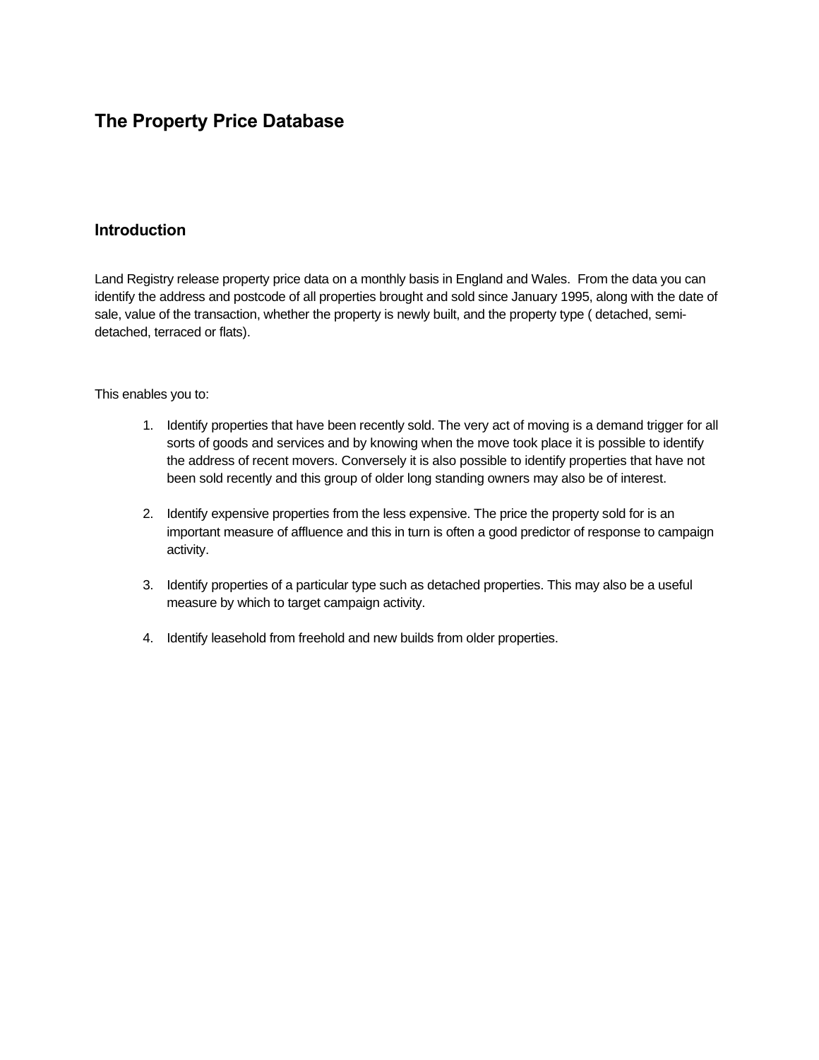# The Property Price Database

## Introduction

Land Registry release property price data on a monthly basis in England and Wales.  From the data you can identify the address and postcode of all properties brought and sold since January 1995, along with the date of sale, value of the transaction, whether the property is newly built, and the property type ( detached, semi-detached, terraced or flats).

This enables you to:

1. Identify properties that have been recently sold. The very act of moving is a demand trigger for all sorts of goods and services and by knowing when the move took place it is possible to identify the address of recent movers. Conversely it is also possible to identify properties that have not been sold recently and this group of older long standing owners may also be of interest.

2. Identify expensive properties from the less expensive. The price the property sold for is an important measure of affluence and this in turn is often a good predictor of response to campaign activity.

3. Identify properties of a particular type such as detached properties. This may also be a useful measure by which to target campaign activity.

4. Identify leasehold from freehold and new builds from older properties.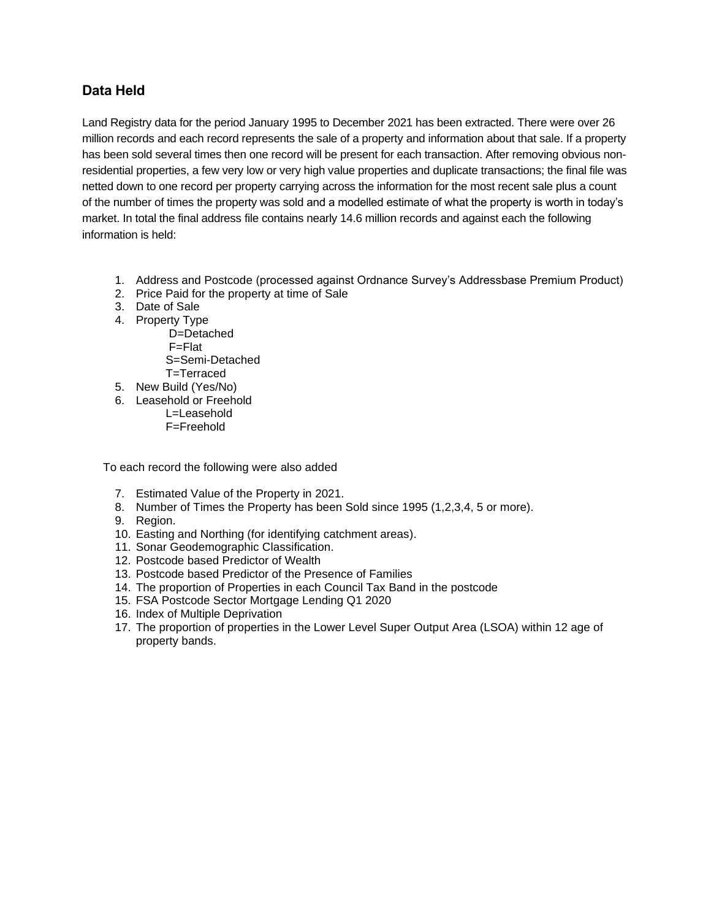## Data Held

Land Registry data for the period January 1995 to December 2021 has been extracted. There were over 26 million records and each record represents the sale of a property and information about that sale. If a property has been sold several times then one record will be present for each transaction. After removing obvious non-residential properties, a few very low or very high value properties and duplicate transactions; the final file was netted down to one record per property carrying across the information for the most recent sale plus a count of the number of times the property was sold and a modelled estimate of what the property is worth in today's market. In total the final address file contains nearly 14.6 million records and against each the following information is held:

1. Address and Postcode (processed against Ordnance Survey's Addressbase Premium Product)
2. Price Paid for the property at time of Sale
3. Date of Sale
4. Property Type
   - D=Detached
   - F=Flat
   - S=Semi-Detached
   - T=Terraced
5. New Build (Yes/No)
6. Leasehold or Freehold
   - L=Leasehold
   - F=Freehold

To each record the following were also added

7. Estimated Value of the Property in 2021.
8. Number of Times the Property has been Sold since 1995 (1,2,3,4, 5 or more).
9. Region.
10. Easting and Northing (for identifying catchment areas).
11. Sonar Geodemographic Classification.
12. Postcode based Predictor of Wealth
13. Postcode based Predictor of the Presence of Families
14. The proportion of Properties in each Council Tax Band in the postcode
15. FSA Postcode Sector Mortgage Lending Q1 2020
16. Index of Multiple Deprivation
17. The proportion of properties in the Lower Level Super Output Area (LSOA) within 12 age of property bands.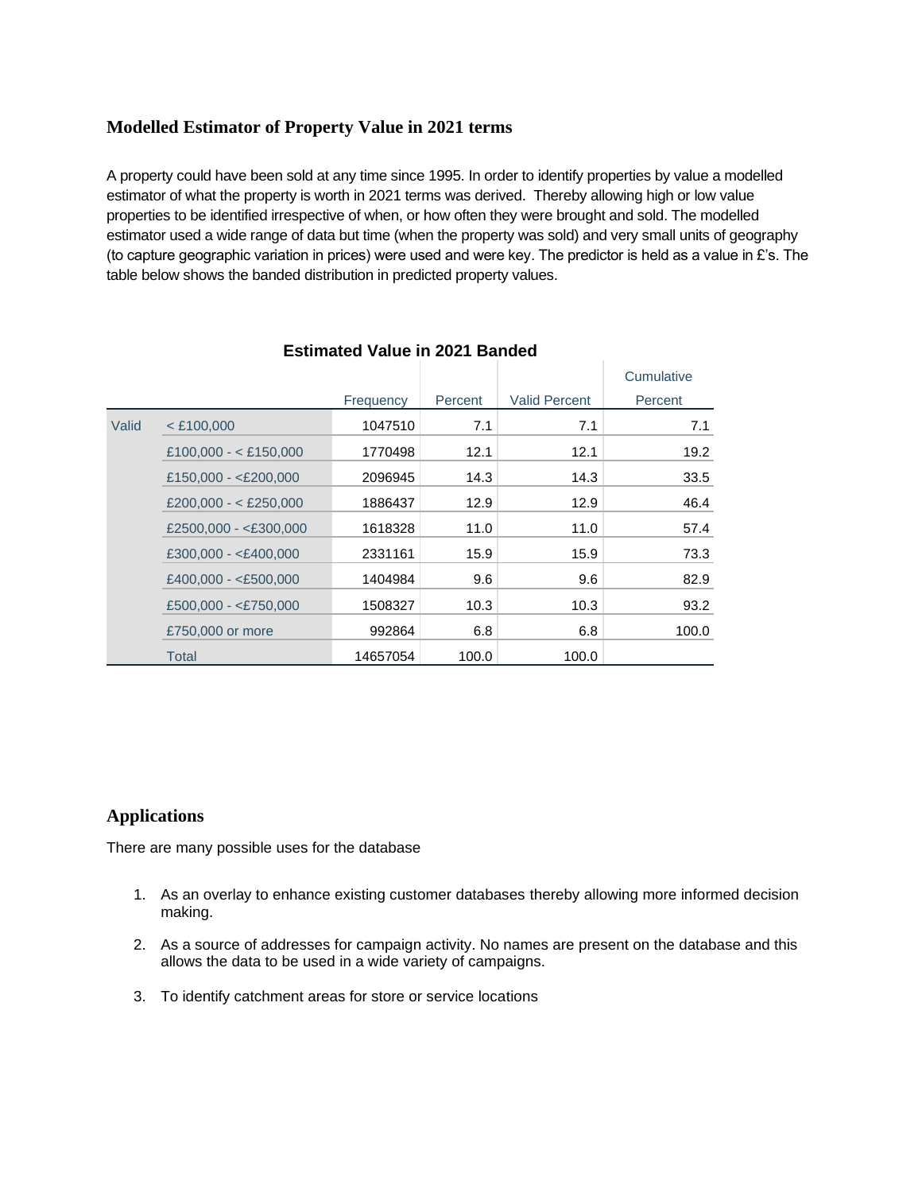## Modelled Estimator of Property Value in 2021 terms

A property could have been sold at any time since 1995. In order to identify properties by value a modelled estimator of what the property is worth in 2021 terms was derived. Thereby allowing high or low value properties to be identified irrespective of when, or how often they were brought and sold. The modelled estimator used a wide range of data but time (when the property was sold) and very small units of geography (to capture geographic variation in prices) were used and were key. The predictor is held as a value in £'s. The table below shows the banded distribution in predicted property values.

**Estimated Value in 2021 Banded**

| | | Frequency | Percent | Valid Percent | Cumulative Percent |
|---|---|---|---|---|---|
| Valid | < £100,000 | 1047510 | 7.1 | 7.1 | 7.1 |
| | £100,000 - < £150,000 | 1770498 | 12.1 | 12.1 | 19.2 |
| | £150,000 - <£200,000 | 2096945 | 14.3 | 14.3 | 33.5 |
| | £200,000 - < £250,000 | 1886437 | 12.9 | 12.9 | 46.4 |
| | £2500,000 - <£300,000 | 1618328 | 11.0 | 11.0 | 57.4 |
| | £300,000 - <£400,000 | 2331161 | 15.9 | 15.9 | 73.3 |
| | £400,000 - <£500,000 | 1404984 | 9.6 | 9.6 | 82.9 |
| | £500,000 - <£750,000 | 1508327 | 10.3 | 10.3 | 93.2 |
| | £750,000 or more | 992864 | 6.8 | 6.8 | 100.0 |
| | Total | 14657054 | 100.0 | 100.0 | |

## Applications

There are many possible uses for the database

1. As an overlay to enhance existing customer databases thereby allowing more informed decision making.
2. As a source of addresses for campaign activity. No names are present on the database and this allows the data to be used in a wide variety of campaigns.
3. To identify catchment areas for store or service locations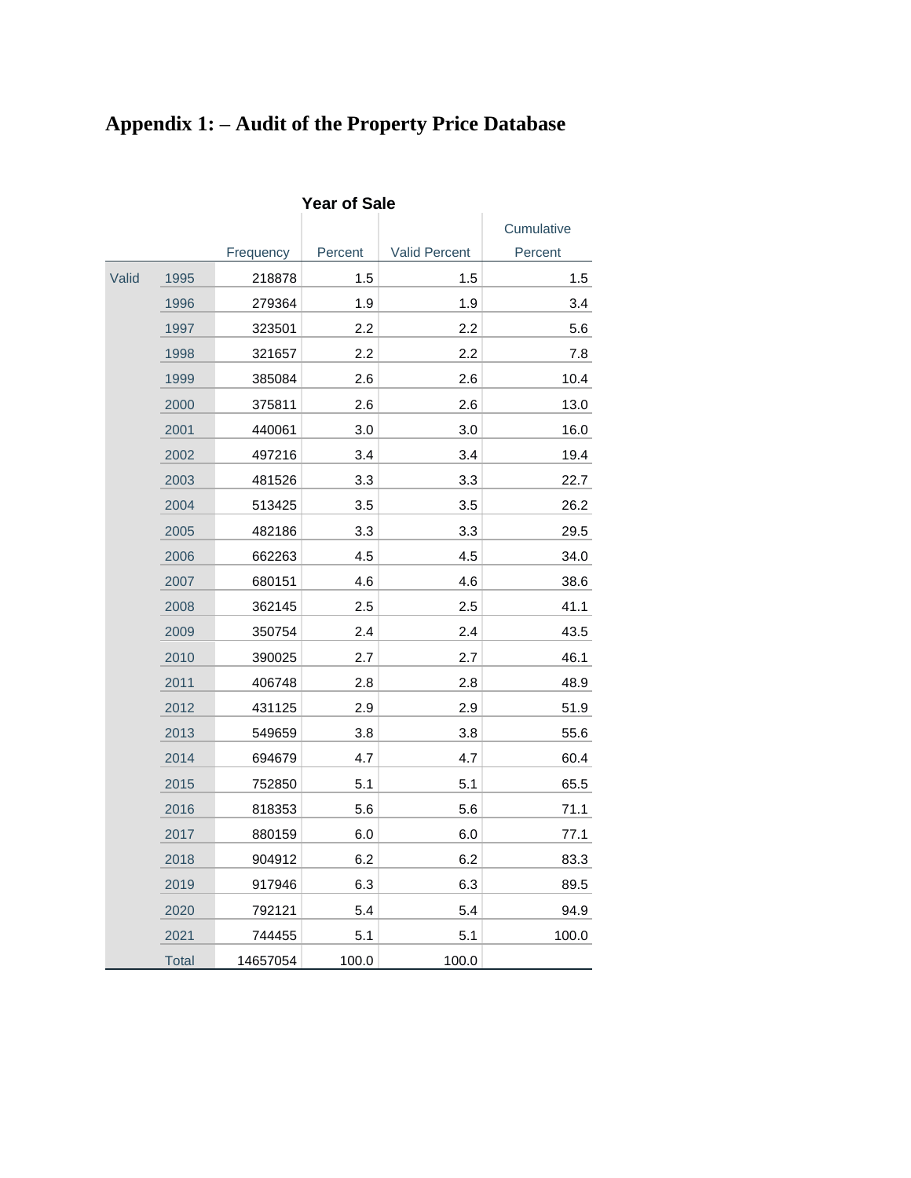# Appendix 1: – Audit of the Property Price Database

**Year of Sale**

| | | Frequency | Percent | Valid Percent | Cumulative Percent |
|---|---|---|---|---|---|
| Valid | 1995 | 218878 | 1.5 | 1.5 | 1.5 |
| | 1996 | 279364 | 1.9 | 1.9 | 3.4 |
| | 1997 | 323501 | 2.2 | 2.2 | 5.6 |
| | 1998 | 321657 | 2.2 | 2.2 | 7.8 |
| | 1999 | 385084 | 2.6 | 2.6 | 10.4 |
| | 2000 | 375811 | 2.6 | 2.6 | 13.0 |
| | 2001 | 440061 | 3.0 | 3.0 | 16.0 |
| | 2002 | 497216 | 3.4 | 3.4 | 19.4 |
| | 2003 | 481526 | 3.3 | 3.3 | 22.7 |
| | 2004 | 513425 | 3.5 | 3.5 | 26.2 |
| | 2005 | 482186 | 3.3 | 3.3 | 29.5 |
| | 2006 | 662263 | 4.5 | 4.5 | 34.0 |
| | 2007 | 680151 | 4.6 | 4.6 | 38.6 |
| | 2008 | 362145 | 2.5 | 2.5 | 41.1 |
| | 2009 | 350754 | 2.4 | 2.4 | 43.5 |
| | 2010 | 390025 | 2.7 | 2.7 | 46.1 |
| | 2011 | 406748 | 2.8 | 2.8 | 48.9 |
| | 2012 | 431125 | 2.9 | 2.9 | 51.9 |
| | 2013 | 549659 | 3.8 | 3.8 | 55.6 |
| | 2014 | 694679 | 4.7 | 4.7 | 60.4 |
| | 2015 | 752850 | 5.1 | 5.1 | 65.5 |
| | 2016 | 818353 | 5.6 | 5.6 | 71.1 |
| | 2017 | 880159 | 6.0 | 6.0 | 77.1 |
| | 2018 | 904912 | 6.2 | 6.2 | 83.3 |
| | 2019 | 917946 | 6.3 | 6.3 | 89.5 |
| | 2020 | 792121 | 5.4 | 5.4 | 94.9 |
| | 2021 | 744455 | 5.1 | 5.1 | 100.0 |
| | Total | 14657054 | 100.0 | 100.0 | |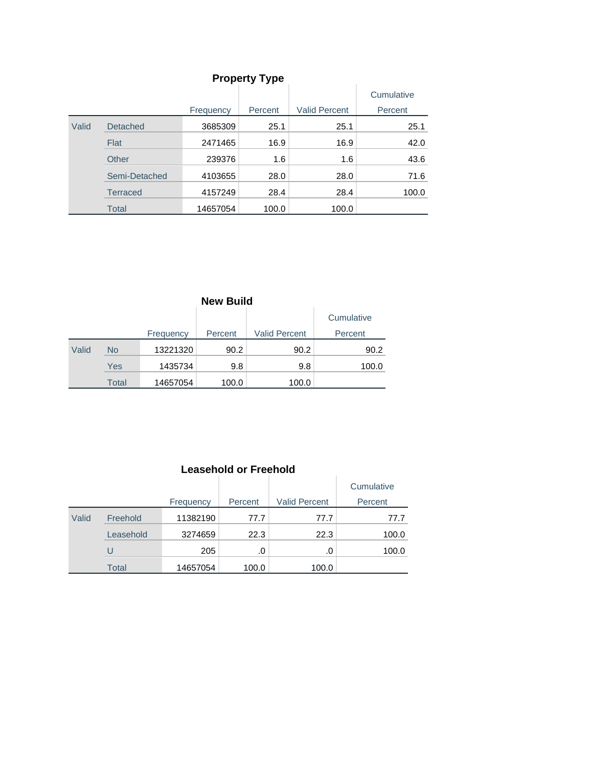### Property Type

| | | Frequency | Percent | Valid Percent | Cumulative Percent |
|---|---|---|---|---|---|
| Valid | Detached | 3685309 | 25.1 | 25.1 | 25.1 |
| | Flat | 2471465 | 16.9 | 16.9 | 42.0 |
| | Other | 239376 | 1.6 | 1.6 | 43.6 |
| | Semi-Detached | 4103655 | 28.0 | 28.0 | 71.6 |
| | Terraced | 4157249 | 28.4 | 28.4 | 100.0 |
| | Total | 14657054 | 100.0 | 100.0 | |

### New Build

| | | Frequency | Percent | Valid Percent | Cumulative Percent |
|---|---|---|---|---|---|
| Valid | No | 13221320 | 90.2 | 90.2 | 90.2 |
| | Yes | 1435734 | 9.8 | 9.8 | 100.0 |
| | Total | 14657054 | 100.0 | 100.0 | |

### Leasehold or Freehold

| | | Frequency | Percent | Valid Percent | Cumulative Percent |
|---|---|---|---|---|---|
| Valid | Freehold | 11382190 | 77.7 | 77.7 | 77.7 |
| | Leasehold | 3274659 | 22.3 | 22.3 | 100.0 |
| | U | 205 | .0 | .0 | 100.0 |
| | Total | 14657054 | 100.0 | 100.0 | |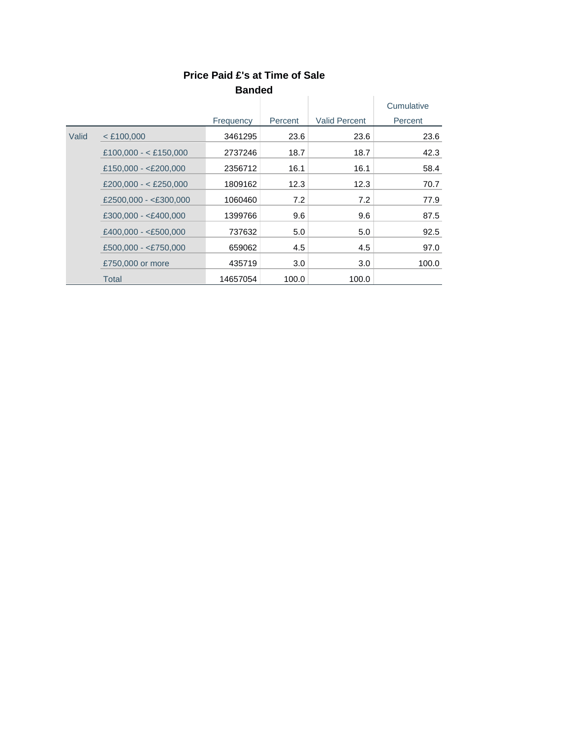**Price Paid £'s at Time of Sale Banded**

| | | Frequency | Percent | Valid Percent | Cumulative Percent |
|---|---|---|---|---|---|
| Valid | < £100,000 | 3461295 | 23.6 | 23.6 | 23.6 |
| | £100,000 - < £150,000 | 2737246 | 18.7 | 18.7 | 42.3 |
| | £150,000 - <£200,000 | 2356712 | 16.1 | 16.1 | 58.4 |
| | £200,000 - < £250,000 | 1809162 | 12.3 | 12.3 | 70.7 |
| | £2500,000 - <£300,000 | 1060460 | 7.2 | 7.2 | 77.9 |
| | £300,000 - <£400,000 | 1399766 | 9.6 | 9.6 | 87.5 |
| | £400,000 - <£500,000 | 737632 | 5.0 | 5.0 | 92.5 |
| | £500,000 - <£750,000 | 659062 | 4.5 | 4.5 | 97.0 |
| | £750,000 or more | 435719 | 3.0 | 3.0 | 100.0 |
| | Total | 14657054 | 100.0 | 100.0 | |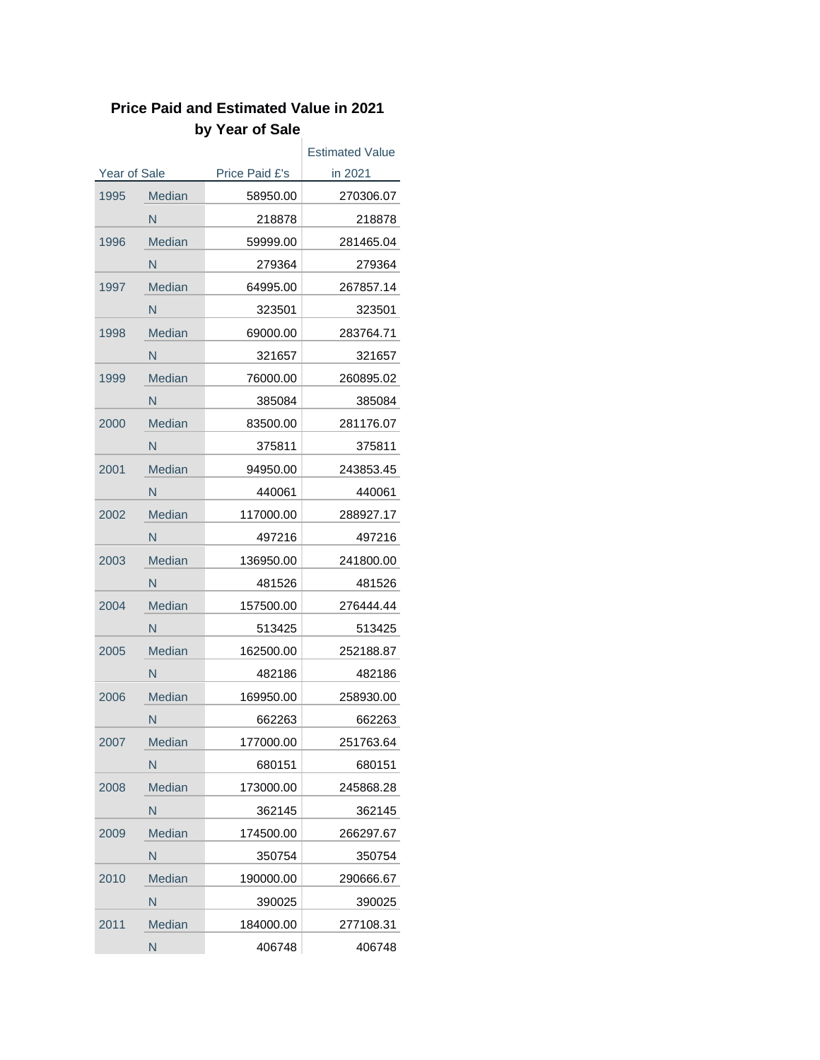## Price Paid and Estimated Value in 2021 by Year of Sale

| Year of Sale | | Price Paid £'s | Estimated Value in 2021 |
|---|---|---|---|
| 1995 | Median | 58950.00 | 270306.07 |
| | N | 218878 | 218878 |
| 1996 | Median | 59999.00 | 281465.04 |
| | N | 279364 | 279364 |
| 1997 | Median | 64995.00 | 267857.14 |
| | N | 323501 | 323501 |
| 1998 | Median | 69000.00 | 283764.71 |
| | N | 321657 | 321657 |
| 1999 | Median | 76000.00 | 260895.02 |
| | N | 385084 | 385084 |
| 2000 | Median | 83500.00 | 281176.07 |
| | N | 375811 | 375811 |
| 2001 | Median | 94950.00 | 243853.45 |
| | N | 440061 | 440061 |
| 2002 | Median | 117000.00 | 288927.17 |
| | N | 497216 | 497216 |
| 2003 | Median | 136950.00 | 241800.00 |
| | N | 481526 | 481526 |
| 2004 | Median | 157500.00 | 276444.44 |
| | N | 513425 | 513425 |
| 2005 | Median | 162500.00 | 252188.87 |
| | N | 482186 | 482186 |
| 2006 | Median | 169950.00 | 258930.00 |
| | N | 662263 | 662263 |
| 2007 | Median | 177000.00 | 251763.64 |
| | N | 680151 | 680151 |
| 2008 | Median | 173000.00 | 245868.28 |
| | N | 362145 | 362145 |
| 2009 | Median | 174500.00 | 266297.67 |
| | N | 350754 | 350754 |
| 2010 | Median | 190000.00 | 290666.67 |
| | N | 390025 | 390025 |
| 2011 | Median | 184000.00 | 277108.31 |
| | N | 406748 | 406748 |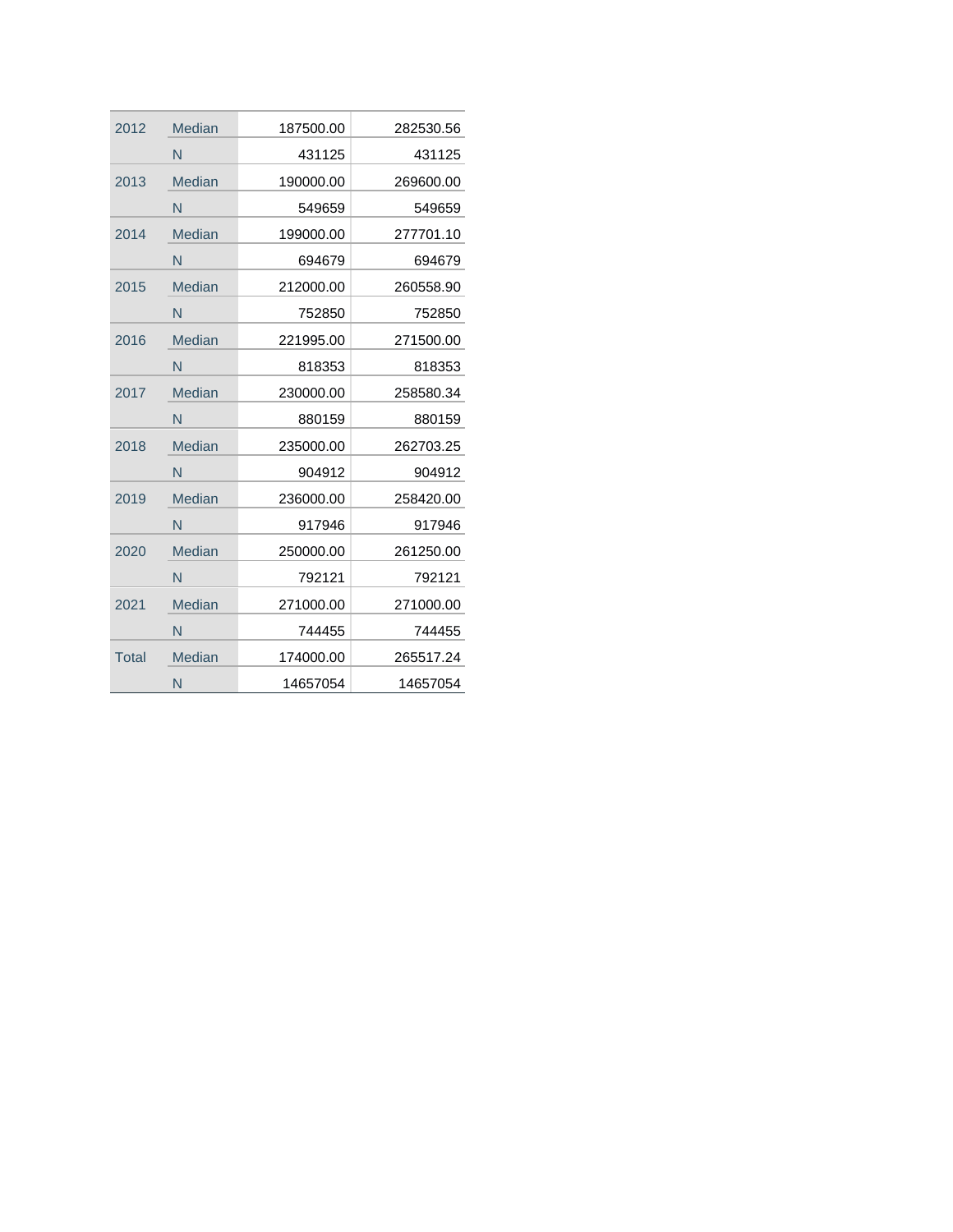| | | | |
|---|---|---|---|
| 2012 | Median | 187500.00 | 282530.56 |
| | N | 431125 | 431125 |
| 2013 | Median | 190000.00 | 269600.00 |
| | N | 549659 | 549659 |
| 2014 | Median | 199000.00 | 277701.10 |
| | N | 694679 | 694679 |
| 2015 | Median | 212000.00 | 260558.90 |
| | N | 752850 | 752850 |
| 2016 | Median | 221995.00 | 271500.00 |
| | N | 818353 | 818353 |
| 2017 | Median | 230000.00 | 258580.34 |
| | N | 880159 | 880159 |
| 2018 | Median | 235000.00 | 262703.25 |
| | N | 904912 | 904912 |
| 2019 | Median | 236000.00 | 258420.00 |
| | N | 917946 | 917946 |
| 2020 | Median | 250000.00 | 261250.00 |
| | N | 792121 | 792121 |
| 2021 | Median | 271000.00 | 271000.00 |
| | N | 744455 | 744455 |
| Total | Median | 174000.00 | 265517.24 |
| | N | 14657054 | 14657054 |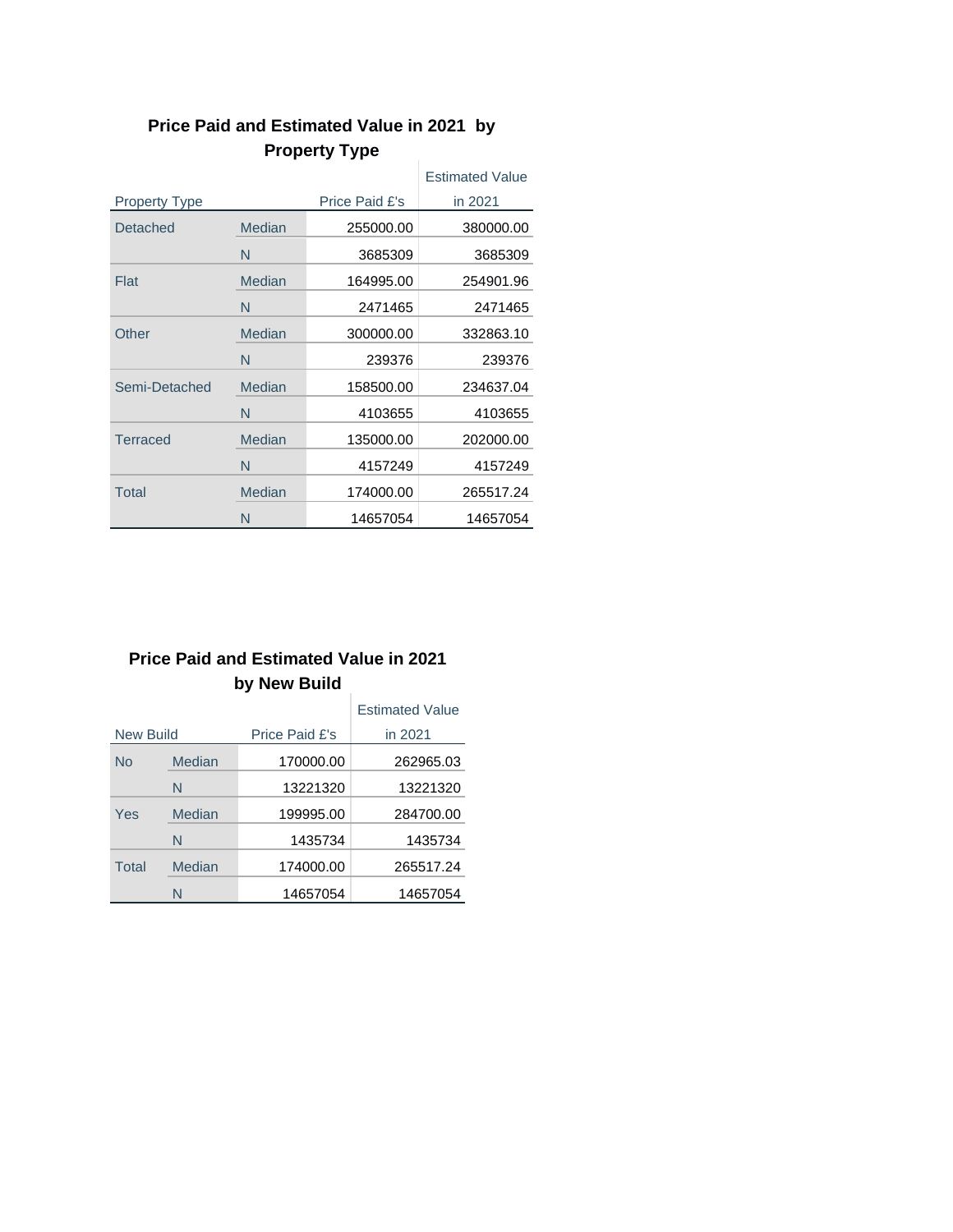**Price Paid and Estimated Value in 2021 by Property Type**

| Property Type | | Price Paid £'s | Estimated Value in 2021 |
|---|---|---|---|
| Detached | Median | 255000.00 | 380000.00 |
| | N | 3685309 | 3685309 |
| Flat | Median | 164995.00 | 254901.96 |
| | N | 2471465 | 2471465 |
| Other | Median | 300000.00 | 332863.10 |
| | N | 239376 | 239376 |
| Semi-Detached | Median | 158500.00 | 234637.04 |
| | N | 4103655 | 4103655 |
| Terraced | Median | 135000.00 | 202000.00 |
| | N | 4157249 | 4157249 |
| Total | Median | 174000.00 | 265517.24 |
| | N | 14657054 | 14657054 |

**Price Paid and Estimated Value in 2021 by New Build**

| New Build | | Price Paid £'s | Estimated Value in 2021 |
|---|---|---|---|
| No | Median | 170000.00 | 262965.03 |
| | N | 13221320 | 13221320 |
| Yes | Median | 199995.00 | 284700.00 |
| | N | 1435734 | 1435734 |
| Total | Median | 174000.00 | 265517.24 |
| | N | 14657054 | 14657054 |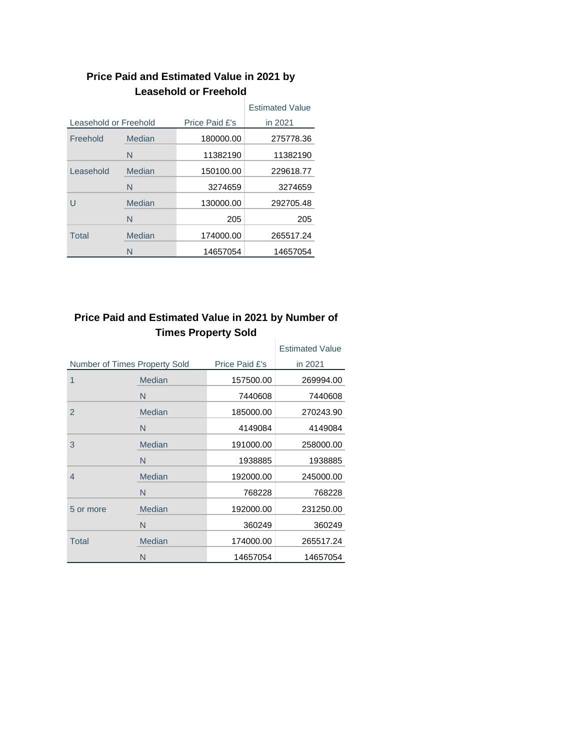### Price Paid and Estimated Value in 2021 by Leasehold or Freehold

| Leasehold or Freehold | | Price Paid £'s | Estimated Value in 2021 |
|---|---|---|---|
| Freehold | Median | 180000.00 | 275778.36 |
| | N | 11382190 | 11382190 |
| Leasehold | Median | 150100.00 | 229618.77 |
| | N | 3274659 | 3274659 |
| U | Median | 130000.00 | 292705.48 |
| | N | 205 | 205 |
| Total | Median | 174000.00 | 265517.24 |
| | N | 14657054 | 14657054 |

### Price Paid and Estimated Value in 2021 by Number of Times Property Sold

| Number of Times Property Sold | | Price Paid £'s | Estimated Value in 2021 |
|---|---|---|---|
| 1 | Median | 157500.00 | 269994.00 |
| | N | 7440608 | 7440608 |
| 2 | Median | 185000.00 | 270243.90 |
| | N | 4149084 | 4149084 |
| 3 | Median | 191000.00 | 258000.00 |
| | N | 1938885 | 1938885 |
| 4 | Median | 192000.00 | 245000.00 |
| | N | 768228 | 768228 |
| 5 or more | Median | 192000.00 | 231250.00 |
| | N | 360249 | 360249 |
| Total | Median | 174000.00 | 265517.24 |
| | N | 14657054 | 14657054 |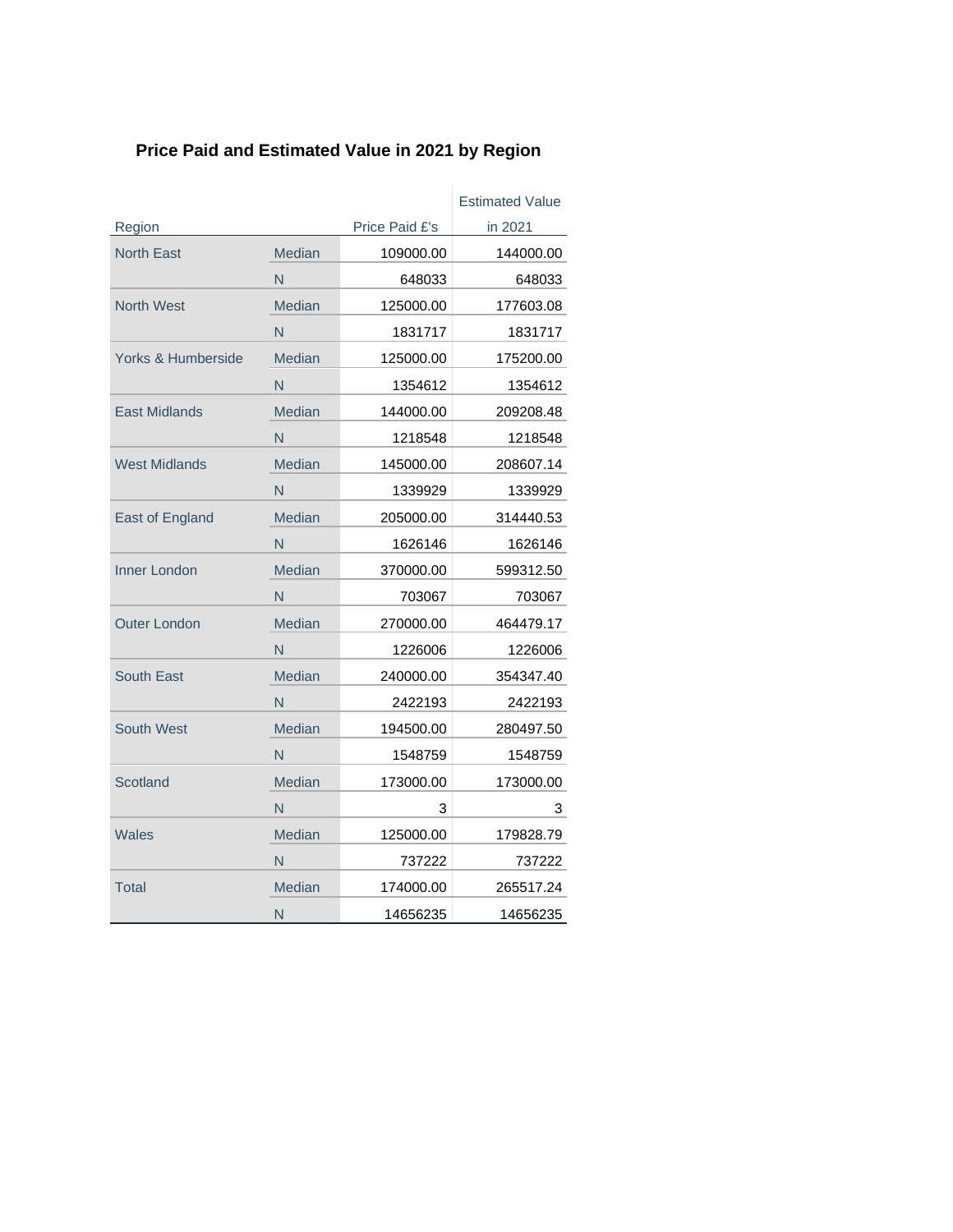## Price Paid and Estimated Value in 2021 by Region

| Region | | Price Paid £'s | Estimated Value in 2021 |
|---|---|---|---|
| North East | Median | 109000.00 | 144000.00 |
| | N | 648033 | 648033 |
| North West | Median | 125000.00 | 177603.08 |
| | N | 1831717 | 1831717 |
| Yorks & Humberside | Median | 125000.00 | 175200.00 |
| | N | 1354612 | 1354612 |
| East Midlands | Median | 144000.00 | 209208.48 |
| | N | 1218548 | 1218548 |
| West Midlands | Median | 145000.00 | 208607.14 |
| | N | 1339929 | 1339929 |
| East of England | Median | 205000.00 | 314440.53 |
| | N | 1626146 | 1626146 |
| Inner London | Median | 370000.00 | 599312.50 |
| | N | 703067 | 703067 |
| Outer London | Median | 270000.00 | 464479.17 |
| | N | 1226006 | 1226006 |
| South East | Median | 240000.00 | 354347.40 |
| | N | 2422193 | 2422193 |
| South West | Median | 194500.00 | 280497.50 |
| | N | 1548759 | 1548759 |
| Scotland | Median | 173000.00 | 173000.00 |
| | N | 3 | 3 |
| Wales | Median | 125000.00 | 179828.79 |
| | N | 737222 | 737222 |
| Total | Median | 174000.00 | 265517.24 |
| | N | 14656235 | 14656235 |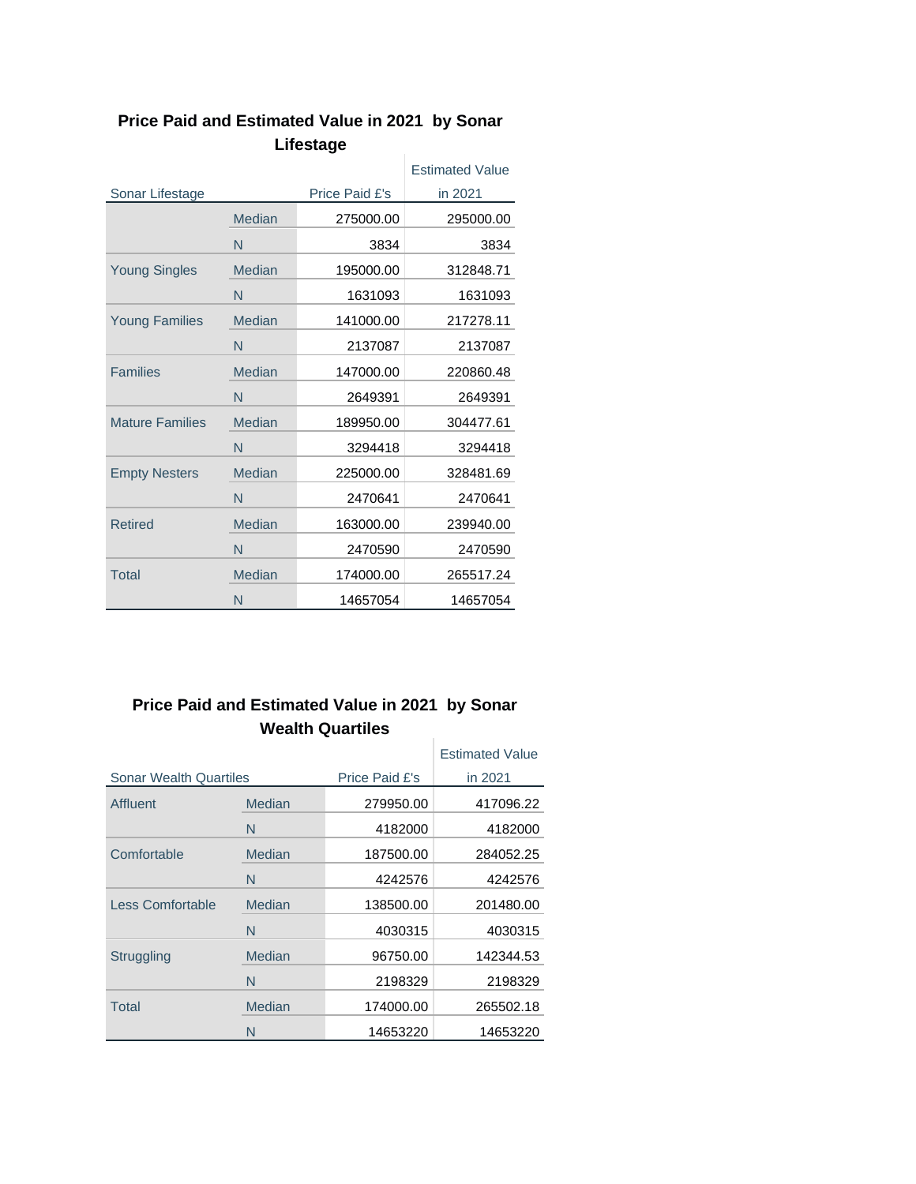**Price Paid and Estimated Value in 2021 by Sonar Lifestage**

| Sonar Lifestage | | Price Paid £'s | Estimated Value in 2021 |
|---|---|---|---|
| | Median | 275000.00 | 295000.00 |
| | N | 3834 | 3834 |
| Young Singles | Median | 195000.00 | 312848.71 |
| | N | 1631093 | 1631093 |
| Young Families | Median | 141000.00 | 217278.11 |
| | N | 2137087 | 2137087 |
| Families | Median | 147000.00 | 220860.48 |
| | N | 2649391 | 2649391 |
| Mature Families | Median | 189950.00 | 304477.61 |
| | N | 3294418 | 3294418 |
| Empty Nesters | Median | 225000.00 | 328481.69 |
| | N | 2470641 | 2470641 |
| Retired | Median | 163000.00 | 239940.00 |
| | N | 2470590 | 2470590 |
| Total | Median | 174000.00 | 265517.24 |
| | N | 14657054 | 14657054 |

**Price Paid and Estimated Value in 2021 by Sonar Wealth Quartiles**

| Sonar Wealth Quartiles | | Price Paid £'s | Estimated Value in 2021 |
|---|---|---|---|
| Affluent | Median | 279950.00 | 417096.22 |
| | N | 4182000 | 4182000 |
| Comfortable | Median | 187500.00 | 284052.25 |
| | N | 4242576 | 4242576 |
| Less Comfortable | Median | 138500.00 | 201480.00 |
| | N | 4030315 | 4030315 |
| Struggling | Median | 96750.00 | 142344.53 |
| | N | 2198329 | 2198329 |
| Total | Median | 174000.00 | 265502.18 |
| | N | 14653220 | 14653220 |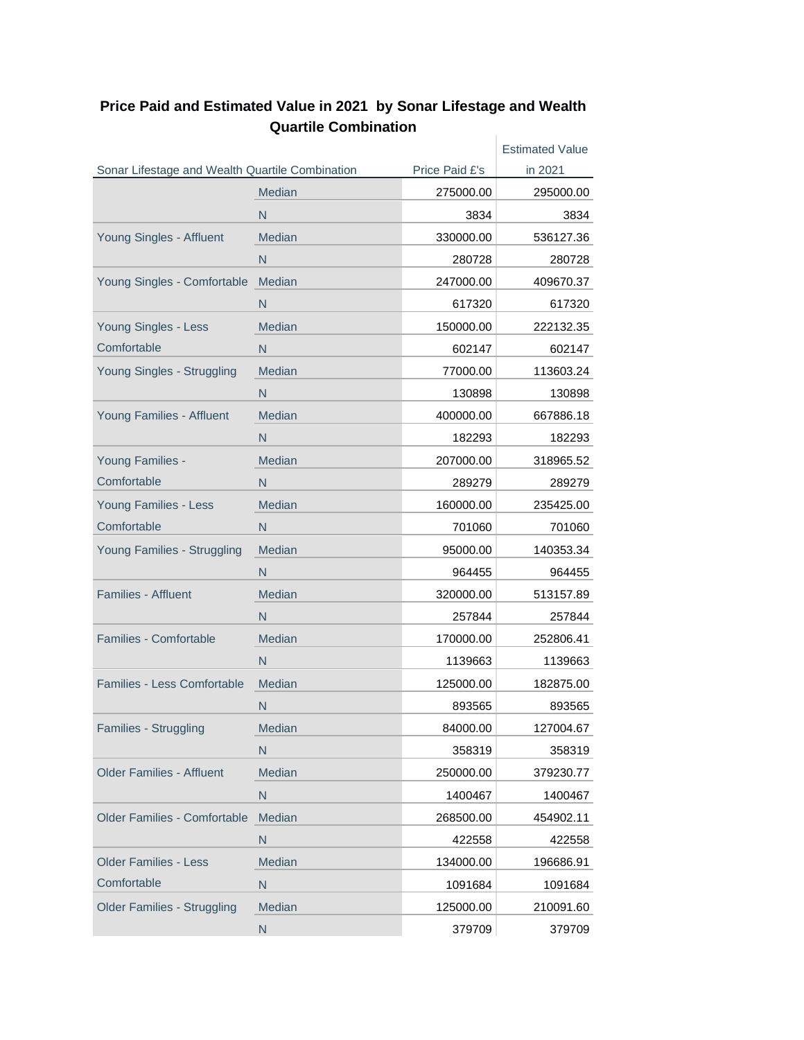**Price Paid and Estimated Value in 2021 by Sonar Lifestage and Wealth Quartile Combination**

| Sonar Lifestage and Wealth Quartile Combination | | Price Paid £'s | Estimated Value in 2021 |
|---|---|---|---|
| | Median | 275000.00 | 295000.00 |
| | N | 3834 | 3834 |
| Young Singles - Affluent | Median | 330000.00 | 536127.36 |
| | N | 280728 | 280728 |
| Young Singles - Comfortable | Median | 247000.00 | 409670.37 |
| | N | 617320 | 617320 |
| Young Singles - Less Comfortable | Median | 150000.00 | 222132.35 |
| | N | 602147 | 602147 |
| Young Singles - Struggling | Median | 77000.00 | 113603.24 |
| | N | 130898 | 130898 |
| Young Families - Affluent | Median | 400000.00 | 667886.18 |
| | N | 182293 | 182293 |
| Young Families - Comfortable | Median | 207000.00 | 318965.52 |
| | N | 289279 | 289279 |
| Young Families - Less Comfortable | Median | 160000.00 | 235425.00 |
| | N | 701060 | 701060 |
| Young Families - Struggling | Median | 95000.00 | 140353.34 |
| | N | 964455 | 964455 |
| Families - Affluent | Median | 320000.00 | 513157.89 |
| | N | 257844 | 257844 |
| Families - Comfortable | Median | 170000.00 | 252806.41 |
| | N | 1139663 | 1139663 |
| Families - Less Comfortable | Median | 125000.00 | 182875.00 |
| | N | 893565 | 893565 |
| Families - Struggling | Median | 84000.00 | 127004.67 |
| | N | 358319 | 358319 |
| Older Families - Affluent | Median | 250000.00 | 379230.77 |
| | N | 1400467 | 1400467 |
| Older Families - Comfortable | Median | 268500.00 | 454902.11 |
| | N | 422558 | 422558 |
| Older Families - Less Comfortable | Median | 134000.00 | 196686.91 |
| | N | 1091684 | 1091684 |
| Older Families - Struggling | Median | 125000.00 | 210091.60 |
| | N | 379709 | 379709 |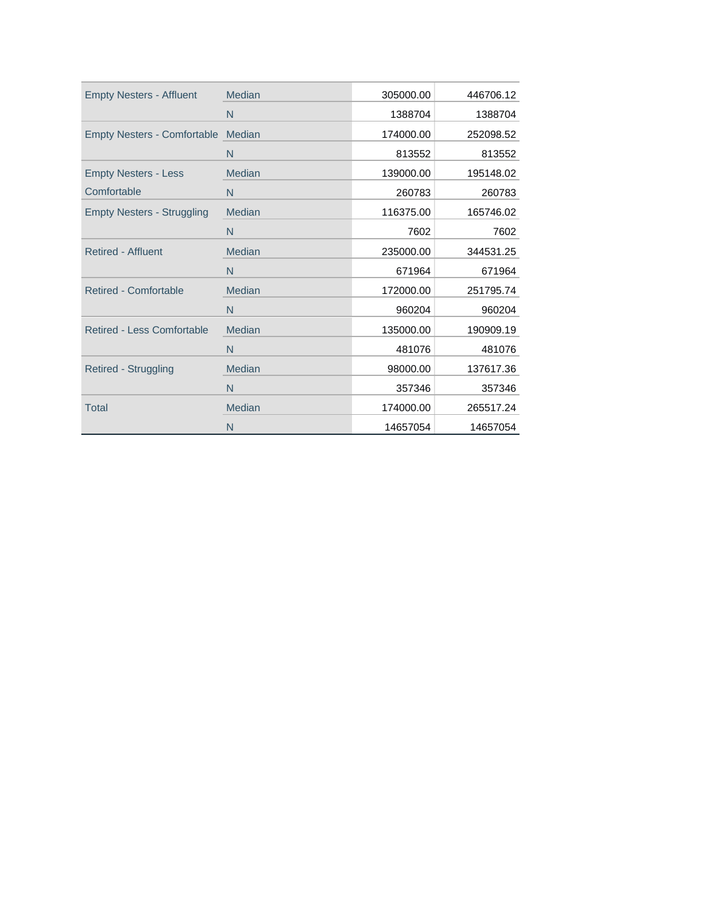| | | | |
|---|---|---|---|
| Empty Nesters - Affluent | Median | 305000.00 | 446706.12 |
| | N | 1388704 | 1388704 |
| Empty Nesters - Comfortable | Median | 174000.00 | 252098.52 |
| | N | 813552 | 813552 |
| Empty Nesters - Less Comfortable | Median | 139000.00 | 195148.02 |
| | N | 260783 | 260783 |
| Empty Nesters - Struggling | Median | 116375.00 | 165746.02 |
| | N | 7602 | 7602 |
| Retired - Affluent | Median | 235000.00 | 344531.25 |
| | N | 671964 | 671964 |
| Retired - Comfortable | Median | 172000.00 | 251795.74 |
| | N | 960204 | 960204 |
| Retired - Less Comfortable | Median | 135000.00 | 190909.19 |
| | N | 481076 | 481076 |
| Retired - Struggling | Median | 98000.00 | 137617.36 |
| | N | 357346 | 357346 |
| Total | Median | 174000.00 | 265517.24 |
| | N | 14657054 | 14657054 |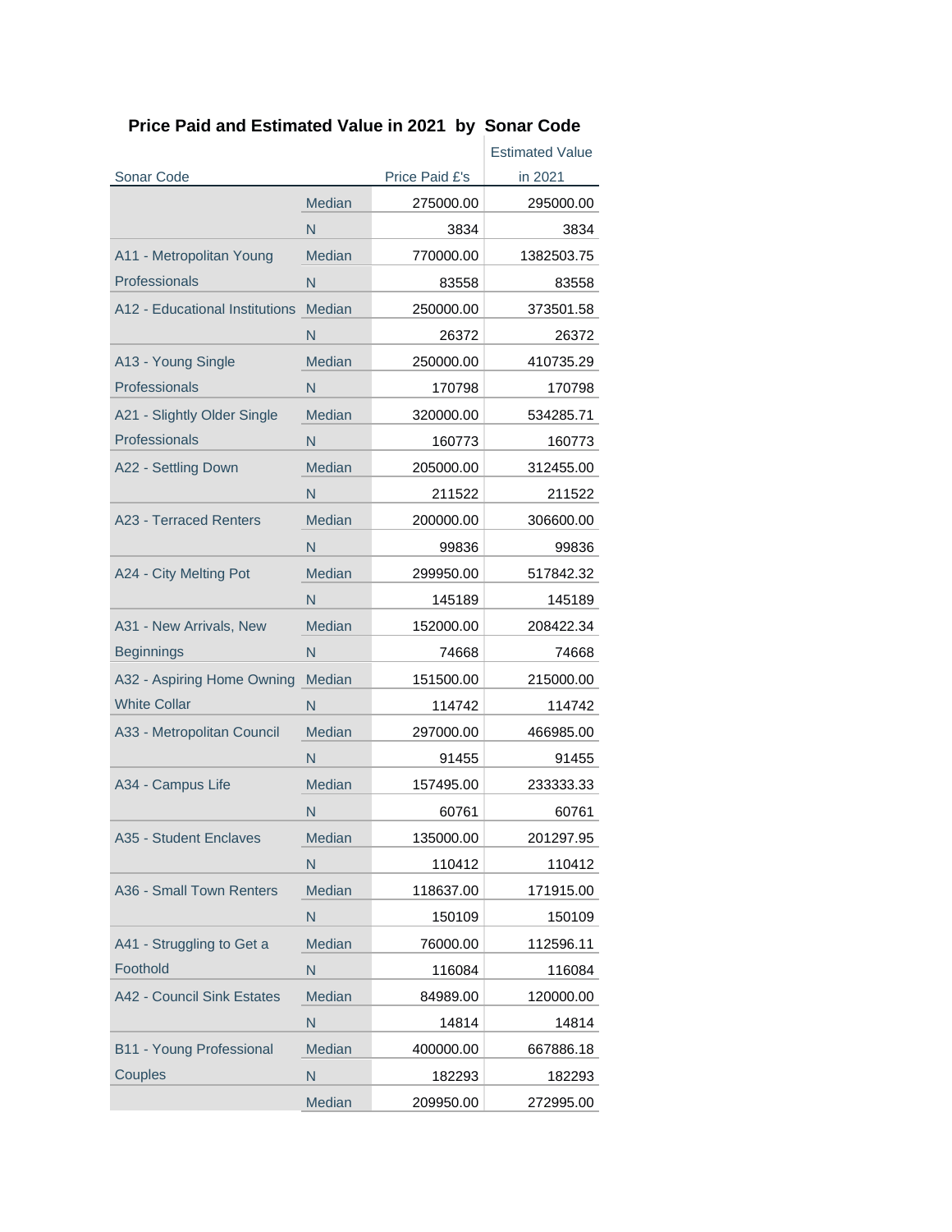## Price Paid and Estimated Value in 2021 by Sonar Code

| Sonar Code | | Price Paid £'s | Estimated Value in 2021 |
|---|---|---|---|
| | Median | 275000.00 | 295000.00 |
| | N | 3834 | 3834 |
| A11 - Metropolitan Young Professionals | Median | 770000.00 | 1382503.75 |
| | N | 83558 | 83558 |
| A12 - Educational Institutions | Median | 250000.00 | 373501.58 |
| | N | 26372 | 26372 |
| A13 - Young Single Professionals | Median | 250000.00 | 410735.29 |
| | N | 170798 | 170798 |
| A21 - Slightly Older Single Professionals | Median | 320000.00 | 534285.71 |
| | N | 160773 | 160773 |
| A22 - Settling Down | Median | 205000.00 | 312455.00 |
| | N | 211522 | 211522 |
| A23 - Terraced Renters | Median | 200000.00 | 306600.00 |
| | N | 99836 | 99836 |
| A24 - City Melting Pot | Median | 299950.00 | 517842.32 |
| | N | 145189 | 145189 |
| A31 - New Arrivals, New Beginnings | Median | 152000.00 | 208422.34 |
| | N | 74668 | 74668 |
| A32 - Aspiring Home Owning White Collar | Median | 151500.00 | 215000.00 |
| | N | 114742 | 114742 |
| A33 - Metropolitan Council | Median | 297000.00 | 466985.00 |
| | N | 91455 | 91455 |
| A34 - Campus Life | Median | 157495.00 | 233333.33 |
| | N | 60761 | 60761 |
| A35 - Student Enclaves | Median | 135000.00 | 201297.95 |
| | N | 110412 | 110412 |
| A36 - Small Town Renters | Median | 118637.00 | 171915.00 |
| | N | 150109 | 150109 |
| A41 - Struggling to Get a Foothold | Median | 76000.00 | 112596.11 |
| | N | 116084 | 116084 |
| A42 - Council Sink Estates | Median | 84989.00 | 120000.00 |
| | N | 14814 | 14814 |
| B11 - Young Professional Couples | Median | 400000.00 | 667886.18 |
| | N | 182293 | 182293 |
| | Median | 209950.00 | 272995.00 |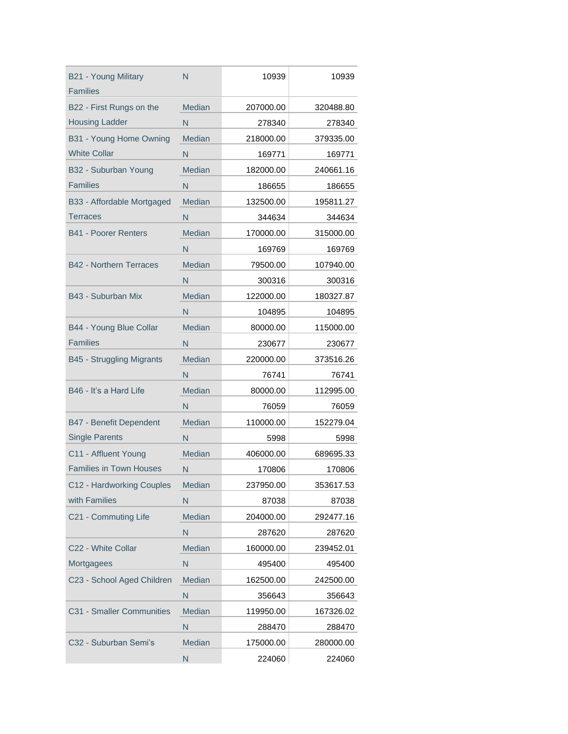| | | | |
|---|---|---|---|
| B21 - Young Military Families | N | 10939 | 10939 |
| B22 - First Rungs on the Housing Ladder | Median | 207000.00 | 320488.80 |
| | N | 278340 | 278340 |
| B31 - Young Home Owning White Collar | Median | 218000.00 | 379335.00 |
| | N | 169771 | 169771 |
| B32 - Suburban Young Families | Median | 182000.00 | 240661.16 |
| | N | 186655 | 186655 |
| B33 - Affordable Mortgaged Terraces | Median | 132500.00 | 195811.27 |
| | N | 344634 | 344634 |
| B41 - Poorer Renters | Median | 170000.00 | 315000.00 |
| | N | 169769 | 169769 |
| B42 - Northern Terraces | Median | 79500.00 | 107940.00 |
| | N | 300316 | 300316 |
| B43 - Suburban Mix | Median | 122000.00 | 180327.87 |
| | N | 104895 | 104895 |
| B44 - Young Blue Collar Families | Median | 80000.00 | 115000.00 |
| | N | 230677 | 230677 |
| B45 - Struggling Migrants | Median | 220000.00 | 373516.26 |
| | N | 76741 | 76741 |
| B46 - It's a Hard Life | Median | 80000.00 | 112995.00 |
| | N | 76059 | 76059 |
| B47 - Benefit Dependent Single Parents | Median | 110000.00 | 152279.04 |
| | N | 5998 | 5998 |
| C11 - Affluent Young Families in Town Houses | Median | 406000.00 | 689695.33 |
| | N | 170806 | 170806 |
| C12 - Hardworking Couples with Families | Median | 237950.00 | 353617.53 |
| | N | 87038 | 87038 |
| C21 - Commuting Life | Median | 204000.00 | 292477.16 |
| | N | 287620 | 287620 |
| C22 - White Collar Mortgagees | Median | 160000.00 | 239452.01 |
| | N | 495400 | 495400 |
| C23 - School Aged Children | Median | 162500.00 | 242500.00 |
| | N | 356643 | 356643 |
| C31 - Smaller Communities | Median | 119950.00 | 167326.02 |
| | N | 288470 | 288470 |
| C32 - Suburban Semi's | Median | 175000.00 | 280000.00 |
| | N | 224060 | 224060 |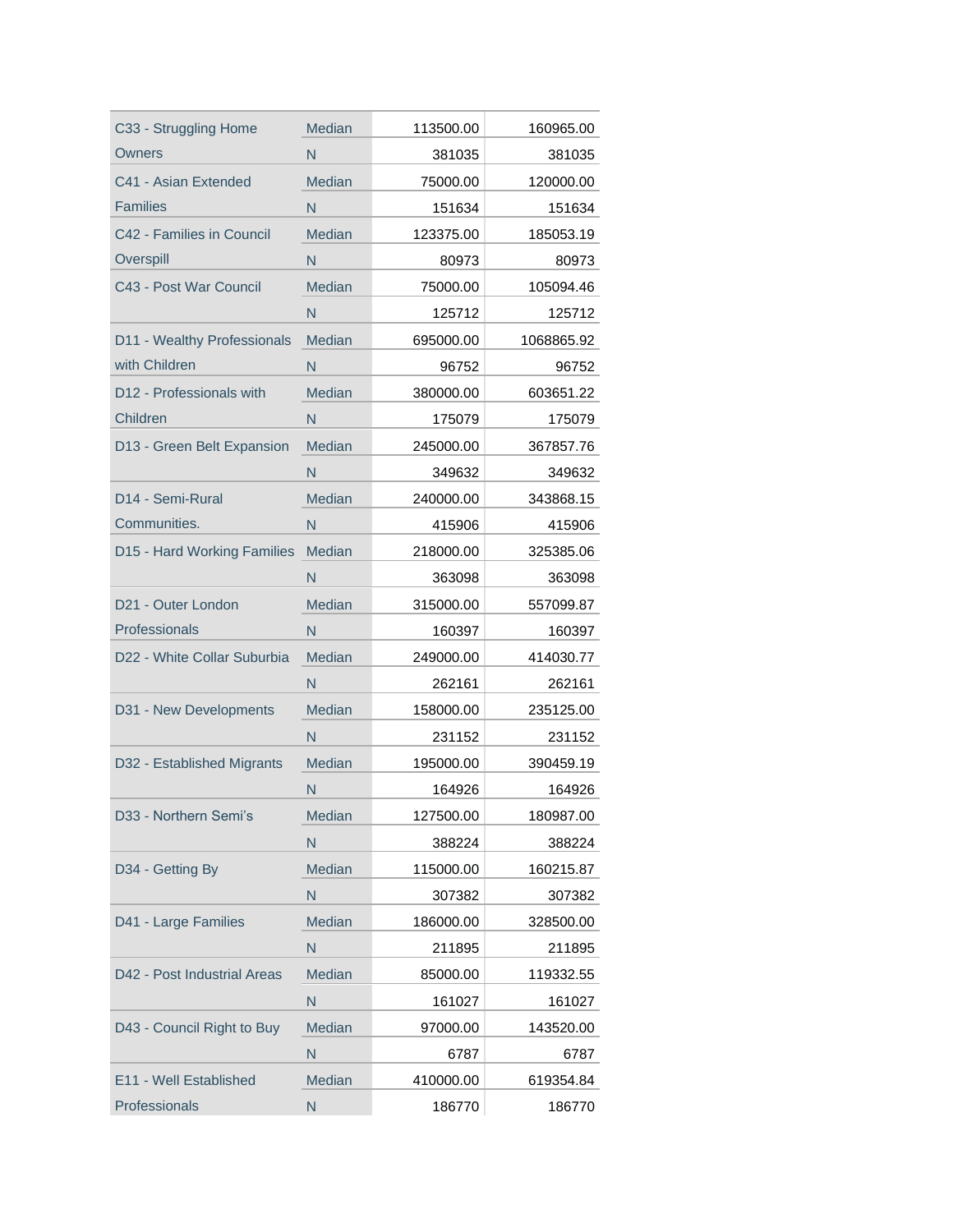| | | | |
|---|---|---|---|
| C33 - Struggling Home Owners | Median | 113500.00 | 160965.00 |
| | N | 381035 | 381035 |
| C41 - Asian Extended Families | Median | 75000.00 | 120000.00 |
| | N | 151634 | 151634 |
| C42 - Families in Council Overspill | Median | 123375.00 | 185053.19 |
| | N | 80973 | 80973 |
| C43 - Post War Council | Median | 75000.00 | 105094.46 |
| | N | 125712 | 125712 |
| D11 - Wealthy Professionals with Children | Median | 695000.00 | 1068865.92 |
| | N | 96752 | 96752 |
| D12 - Professionals with Children | Median | 380000.00 | 603651.22 |
| | N | 175079 | 175079 |
| D13 - Green Belt Expansion | Median | 245000.00 | 367857.76 |
| | N | 349632 | 349632 |
| D14 - Semi-Rural Communities. | Median | 240000.00 | 343868.15 |
| | N | 415906 | 415906 |
| D15 - Hard Working Families | Median | 218000.00 | 325385.06 |
| | N | 363098 | 363098 |
| D21 - Outer London Professionals | Median | 315000.00 | 557099.87 |
| | N | 160397 | 160397 |
| D22 - White Collar Suburbia | Median | 249000.00 | 414030.77 |
| | N | 262161 | 262161 |
| D31 - New Developments | Median | 158000.00 | 235125.00 |
| | N | 231152 | 231152 |
| D32 - Established Migrants | Median | 195000.00 | 390459.19 |
| | N | 164926 | 164926 |
| D33 - Northern Semi's | Median | 127500.00 | 180987.00 |
| | N | 388224 | 388224 |
| D34 - Getting By | Median | 115000.00 | 160215.87 |
| | N | 307382 | 307382 |
| D41 - Large Families | Median | 186000.00 | 328500.00 |
| | N | 211895 | 211895 |
| D42 - Post Industrial Areas | Median | 85000.00 | 119332.55 |
| | N | 161027 | 161027 |
| D43 - Council Right to Buy | Median | 97000.00 | 143520.00 |
| | N | 6787 | 6787 |
| E11 - Well Established Professionals | Median | 410000.00 | 619354.84 |
| | N | 186770 | 186770 |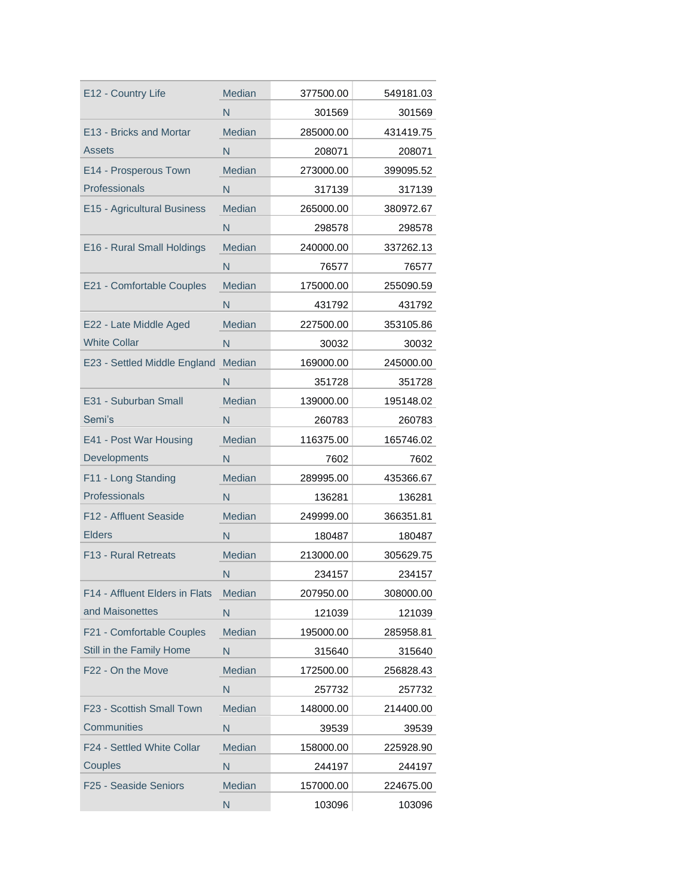| | | | |
|---|---|---|---|
| E12 - Country Life | Median | 377500.00 | 549181.03 |
| | N | 301569 | 301569 |
| E13 - Bricks and Mortar Assets | Median | 285000.00 | 431419.75 |
| | N | 208071 | 208071 |
| E14 - Prosperous Town Professionals | Median | 273000.00 | 399095.52 |
| | N | 317139 | 317139 |
| E15 - Agricultural Business | Median | 265000.00 | 380972.67 |
| | N | 298578 | 298578 |
| E16 - Rural Small Holdings | Median | 240000.00 | 337262.13 |
| | N | 76577 | 76577 |
| E21 - Comfortable Couples | Median | 175000.00 | 255090.59 |
| | N | 431792 | 431792 |
| E22 - Late Middle Aged White Collar | Median | 227500.00 | 353105.86 |
| | N | 30032 | 30032 |
| E23 - Settled Middle England | Median | 169000.00 | 245000.00 |
| | N | 351728 | 351728 |
| E31 - Suburban Small Semi's | Median | 139000.00 | 195148.02 |
| | N | 260783 | 260783 |
| E41 - Post War Housing Developments | Median | 116375.00 | 165746.02 |
| | N | 7602 | 7602 |
| F11 - Long Standing Professionals | Median | 289995.00 | 435366.67 |
| | N | 136281 | 136281 |
| F12 - Affluent Seaside Elders | Median | 249999.00 | 366351.81 |
| | N | 180487 | 180487 |
| F13 - Rural Retreats | Median | 213000.00 | 305629.75 |
| | N | 234157 | 234157 |
| F14 - Affluent Elders in Flats and Maisonettes | Median | 207950.00 | 308000.00 |
| | N | 121039 | 121039 |
| F21 - Comfortable Couples Still in the Family Home | Median | 195000.00 | 285958.81 |
| | N | 315640 | 315640 |
| F22 - On the Move | Median | 172500.00 | 256828.43 |
| | N | 257732 | 257732 |
| F23 - Scottish Small Town Communities | Median | 148000.00 | 214400.00 |
| | N | 39539 | 39539 |
| F24 - Settled White Collar Couples | Median | 158000.00 | 225928.90 |
| | N | 244197 | 244197 |
| F25 - Seaside Seniors | Median | 157000.00 | 224675.00 |
| | N | 103096 | 103096 |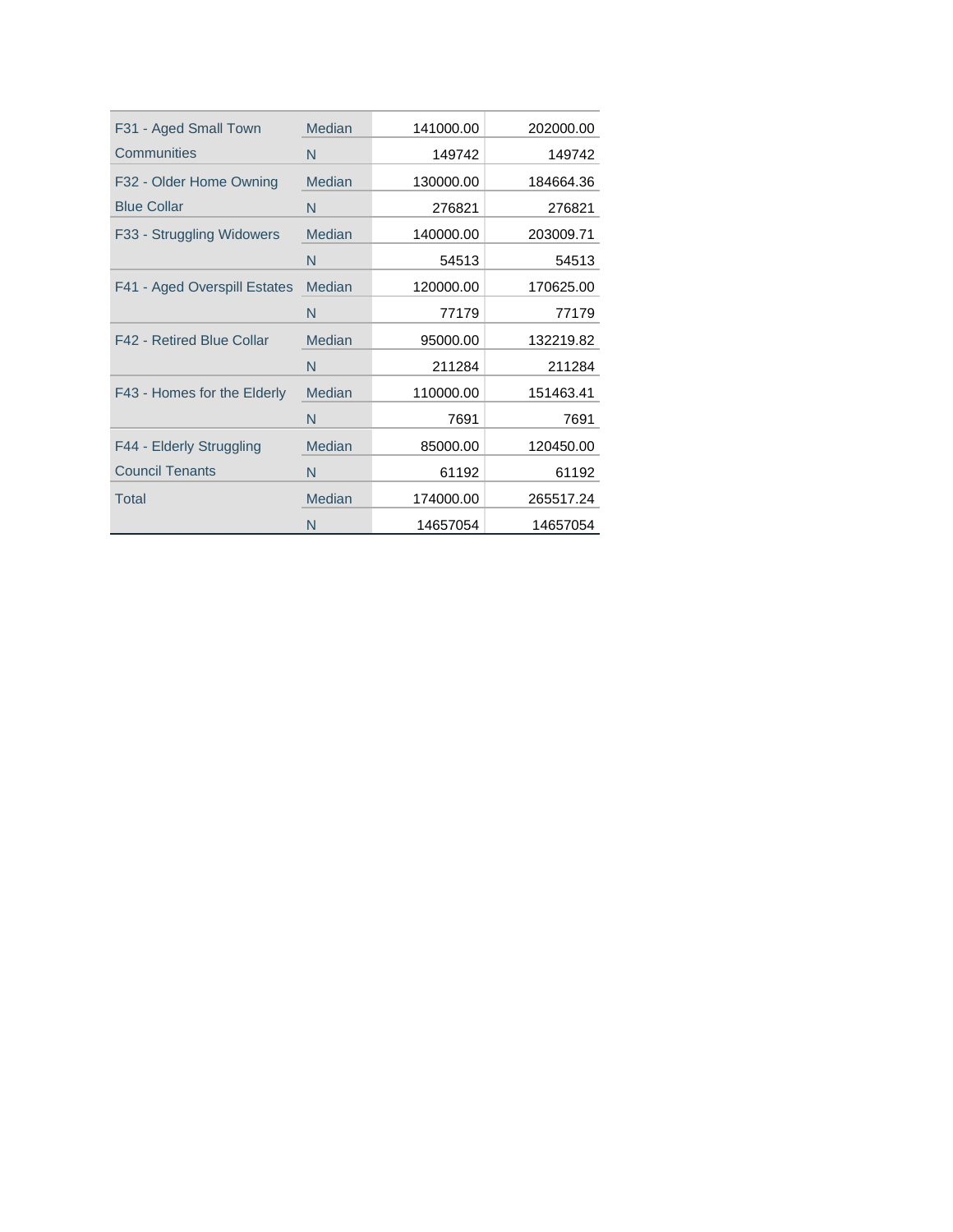| | | | |
|---|---|---|---|
| F31 - Aged Small Town Communities | Median | 141000.00 | 202000.00 |
| | N | 149742 | 149742 |
| F32 - Older Home Owning Blue Collar | Median | 130000.00 | 184664.36 |
| | N | 276821 | 276821 |
| F33 - Struggling Widowers | Median | 140000.00 | 203009.71 |
| | N | 54513 | 54513 |
| F41 - Aged Overspill Estates | Median | 120000.00 | 170625.00 |
| | N | 77179 | 77179 |
| F42 - Retired Blue Collar | Median | 95000.00 | 132219.82 |
| | N | 211284 | 211284 |
| F43 - Homes for the Elderly | Median | 110000.00 | 151463.41 |
| | N | 7691 | 7691 |
| F44 - Elderly Struggling Council Tenants | Median | 85000.00 | 120450.00 |
| | N | 61192 | 61192 |
| Total | Median | 174000.00 | 265517.24 |
| | N | 14657054 | 14657054 |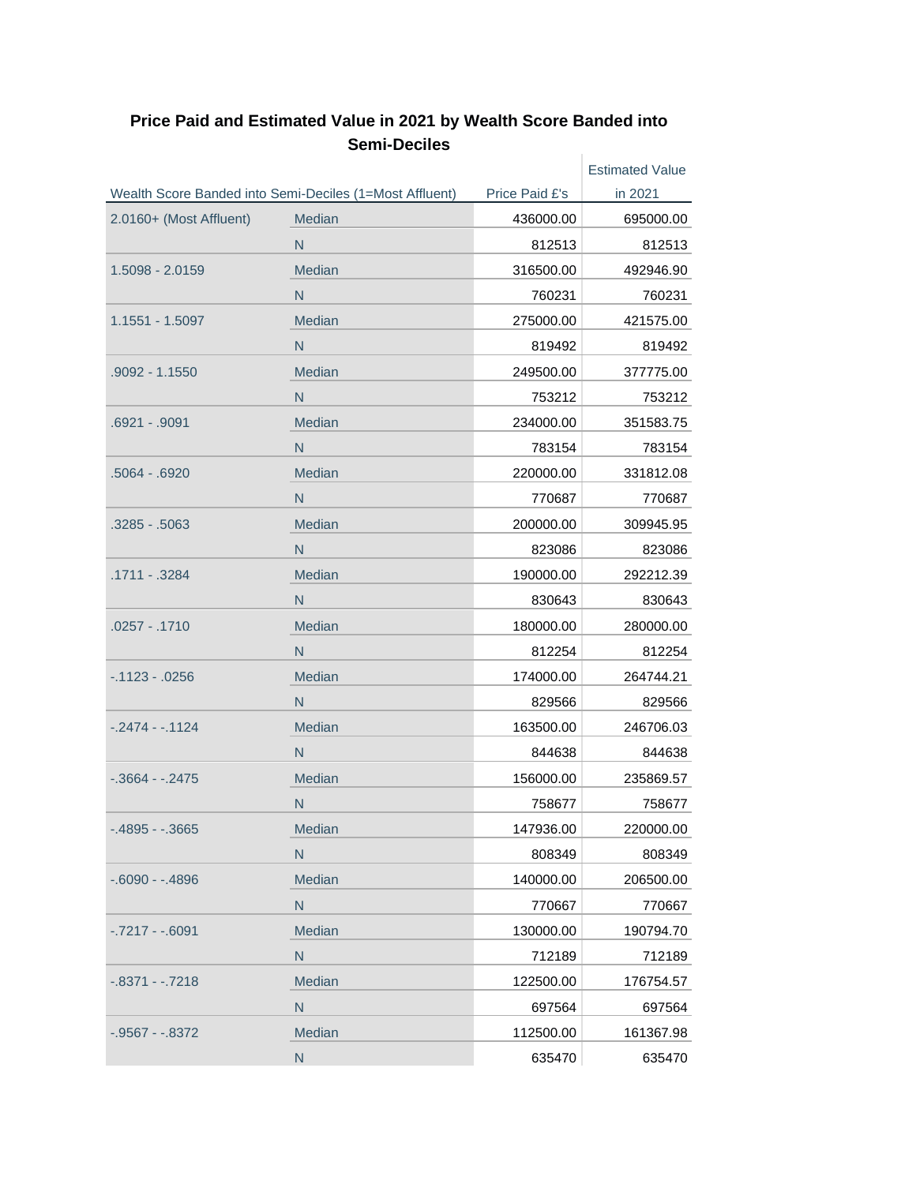## Price Paid and Estimated Value in 2021 by Wealth Score Banded into Semi-Deciles

| Wealth Score Banded into Semi-Deciles (1=Most Affluent) | | Price Paid £'s | Estimated Value in 2021 |
|---|---|---|---|
| 2.0160+ (Most Affluent) | Median | 436000.00 | 695000.00 |
| | N | 812513 | 812513 |
| 1.5098 - 2.0159 | Median | 316500.00 | 492946.90 |
| | N | 760231 | 760231 |
| 1.1551 - 1.5097 | Median | 275000.00 | 421575.00 |
| | N | 819492 | 819492 |
| .9092 - 1.1550 | Median | 249500.00 | 377775.00 |
| | N | 753212 | 753212 |
| .6921 - .9091 | Median | 234000.00 | 351583.75 |
| | N | 783154 | 783154 |
| .5064 - .6920 | Median | 220000.00 | 331812.08 |
| | N | 770687 | 770687 |
| .3285 - .5063 | Median | 200000.00 | 309945.95 |
| | N | 823086 | 823086 |
| .1711 - .3284 | Median | 190000.00 | 292212.39 |
| | N | 830643 | 830643 |
| .0257 - .1710 | Median | 180000.00 | 280000.00 |
| | N | 812254 | 812254 |
| -.1123 - .0256 | Median | 174000.00 | 264744.21 |
| | N | 829566 | 829566 |
| -.2474 - -.1124 | Median | 163500.00 | 246706.03 |
| | N | 844638 | 844638 |
| -.3664 - -.2475 | Median | 156000.00 | 235869.57 |
| | N | 758677 | 758677 |
| -.4895 - -.3665 | Median | 147936.00 | 220000.00 |
| | N | 808349 | 808349 |
| -.6090 - -.4896 | Median | 140000.00 | 206500.00 |
| | N | 770667 | 770667 |
| -.7217 - -.6091 | Median | 130000.00 | 190794.70 |
| | N | 712189 | 712189 |
| -.8371 - -.7218 | Median | 122500.00 | 176754.57 |
| | N | 697564 | 697564 |
| -.9567 - -.8372 | Median | 112500.00 | 161367.98 |
| | N | 635470 | 635470 |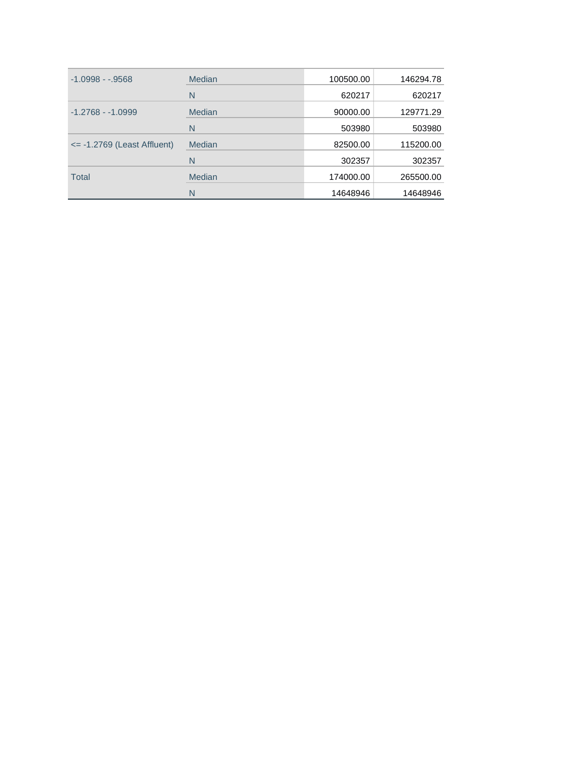| | | | |
|---|---|---|---|
| -1.0998 - -.9568 | Median | 100500.00 | 146294.78 |
| | N | 620217 | 620217 |
| -1.2768 - -1.0999 | Median | 90000.00 | 129771.29 |
| | N | 503980 | 503980 |
| <= -1.2769 (Least Affluent) | Median | 82500.00 | 115200.00 |
| | N | 302357 | 302357 |
| Total | Median | 174000.00 | 265500.00 |
| | N | 14648946 | 14648946 |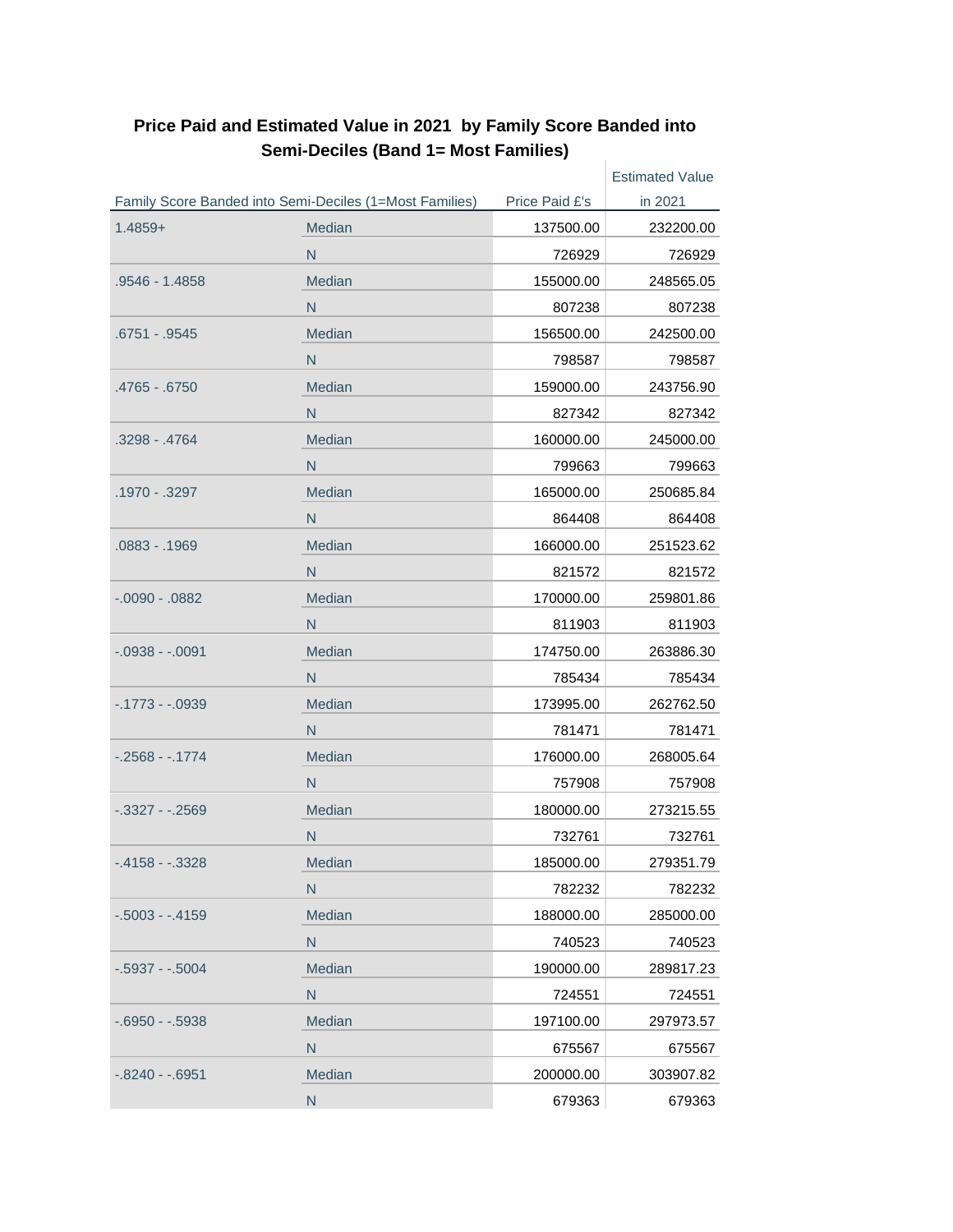**Price Paid and Estimated Value in 2021 by Family Score Banded into Semi-Deciles (Band 1= Most Families)**

| Family Score Banded into Semi-Deciles (1=Most Families) | | Price Paid £'s | Estimated Value in 2021 |
|---|---|---|---|
| 1.4859+ | Median | 137500.00 | 232200.00 |
| | N | 726929 | 726929 |
| .9546 - 1.4858 | Median | 155000.00 | 248565.05 |
| | N | 807238 | 807238 |
| .6751 - .9545 | Median | 156500.00 | 242500.00 |
| | N | 798587 | 798587 |
| .4765 - .6750 | Median | 159000.00 | 243756.90 |
| | N | 827342 | 827342 |
| .3298 - .4764 | Median | 160000.00 | 245000.00 |
| | N | 799663 | 799663 |
| .1970 - .3297 | Median | 165000.00 | 250685.84 |
| | N | 864408 | 864408 |
| .0883 - .1969 | Median | 166000.00 | 251523.62 |
| | N | 821572 | 821572 |
| -.0090 - .0882 | Median | 170000.00 | 259801.86 |
| | N | 811903 | 811903 |
| -.0938 - -.0091 | Median | 174750.00 | 263886.30 |
| | N | 785434 | 785434 |
| -.1773 - -.0939 | Median | 173995.00 | 262762.50 |
| | N | 781471 | 781471 |
| -.2568 - -.1774 | Median | 176000.00 | 268005.64 |
| | N | 757908 | 757908 |
| -.3327 - -.2569 | Median | 180000.00 | 273215.55 |
| | N | 732761 | 732761 |
| -.4158 - -.3328 | Median | 185000.00 | 279351.79 |
| | N | 782232 | 782232 |
| -.5003 - -.4159 | Median | 188000.00 | 285000.00 |
| | N | 740523 | 740523 |
| -.5937 - -.5004 | Median | 190000.00 | 289817.23 |
| | N | 724551 | 724551 |
| -.6950 - -.5938 | Median | 197100.00 | 297973.57 |
| | N | 675567 | 675567 |
| -.8240 - -.6951 | Median | 200000.00 | 303907.82 |
| | N | 679363 | 679363 |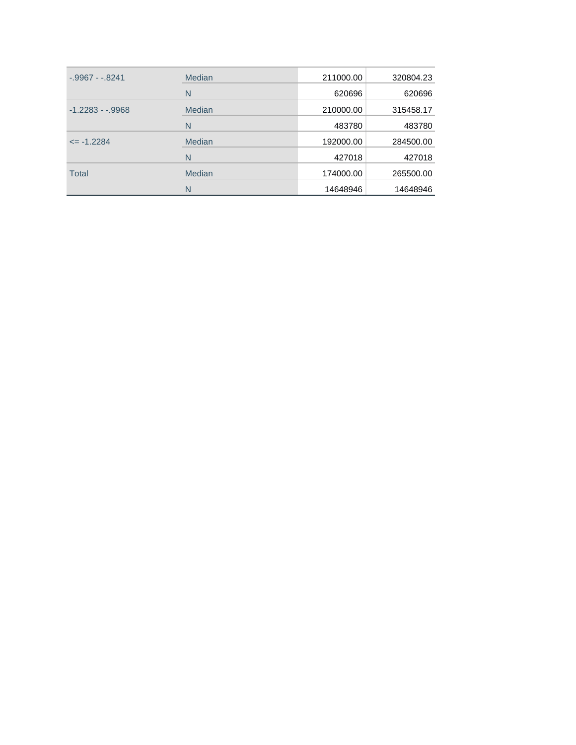| | | | |
|---|---|---|---|
| -.9967 - -.8241 | Median | 211000.00 | 320804.23 |
| | N | 620696 | 620696 |
| -1.2283 - -.9968 | Median | 210000.00 | 315458.17 |
| | N | 483780 | 483780 |
| <= -1.2284 | Median | 192000.00 | 284500.00 |
| | N | 427018 | 427018 |
| Total | Median | 174000.00 | 265500.00 |
| | N | 14648946 | 14648946 |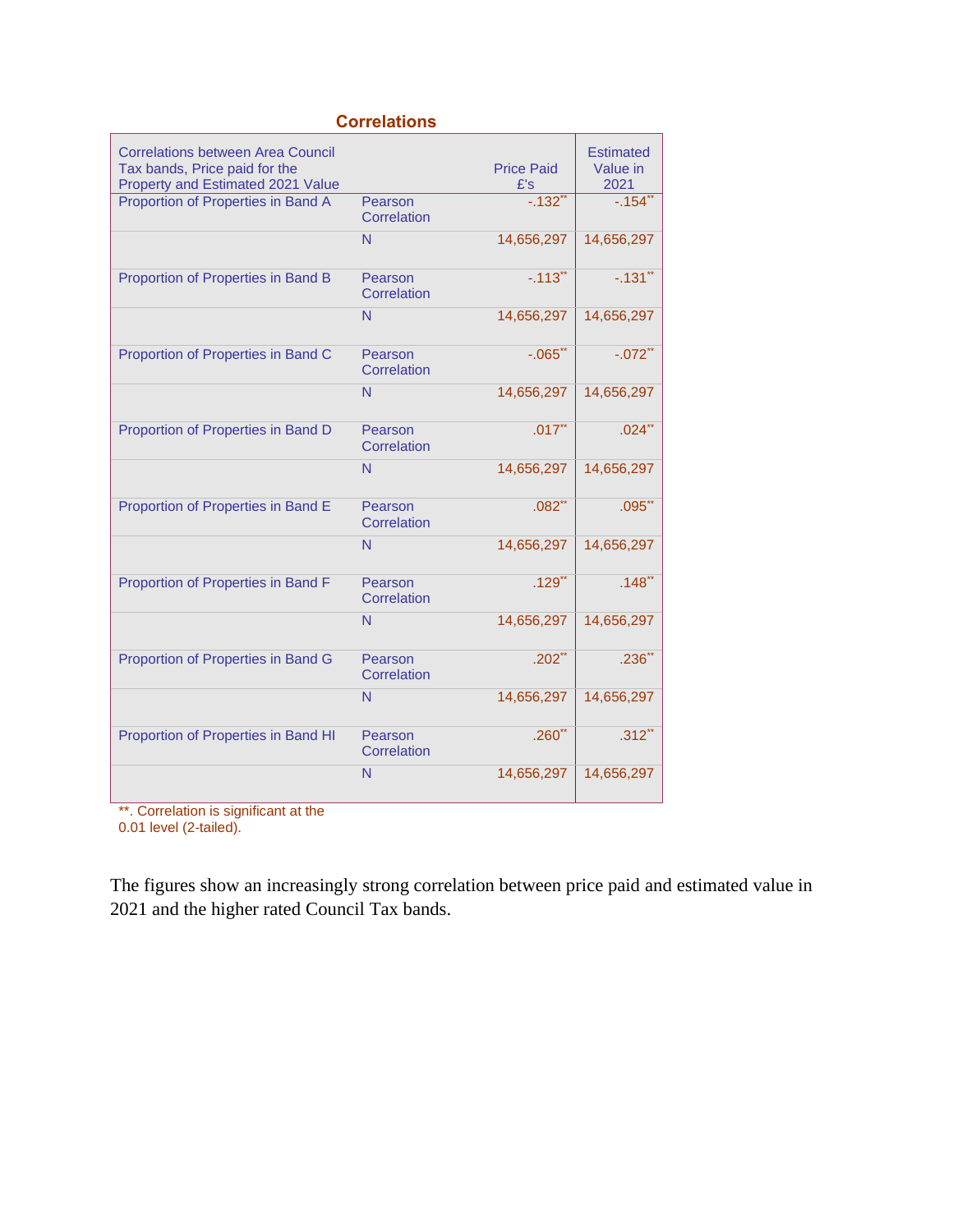**Correlations**

| Correlations between Area Council Tax bands, Price paid for the Property and Estimated 2021 Value | | Price Paid £'s | Estimated Value in 2021 |
|---|---|---|---|
| Proportion of Properties in Band A | Pearson Correlation | -.132** | -.154** |
| | N | 14,656,297 | 14,656,297 |
| Proportion of Properties in Band B | Pearson Correlation | -.113** | -.131** |
| | N | 14,656,297 | 14,656,297 |
| Proportion of Properties in Band C | Pearson Correlation | -.065** | -.072** |
| | N | 14,656,297 | 14,656,297 |
| Proportion of Properties in Band D | Pearson Correlation | .017** | .024** |
| | N | 14,656,297 | 14,656,297 |
| Proportion of Properties in Band E | Pearson Correlation | .082** | .095** |
| | N | 14,656,297 | 14,656,297 |
| Proportion of Properties in Band F | Pearson Correlation | .129** | .148** |
| | N | 14,656,297 | 14,656,297 |
| Proportion of Properties in Band G | Pearson Correlation | .202** | .236** |
| | N | 14,656,297 | 14,656,297 |
| Proportion of Properties in Band HI | Pearson Correlation | .260** | .312** |
| | N | 14,656,297 | 14,656,297 |

**. Correlation is significant at the 0.01 level (2-tailed).

The figures show an increasingly strong correlation between price paid and estimated value in 2021 and the higher rated Council Tax bands.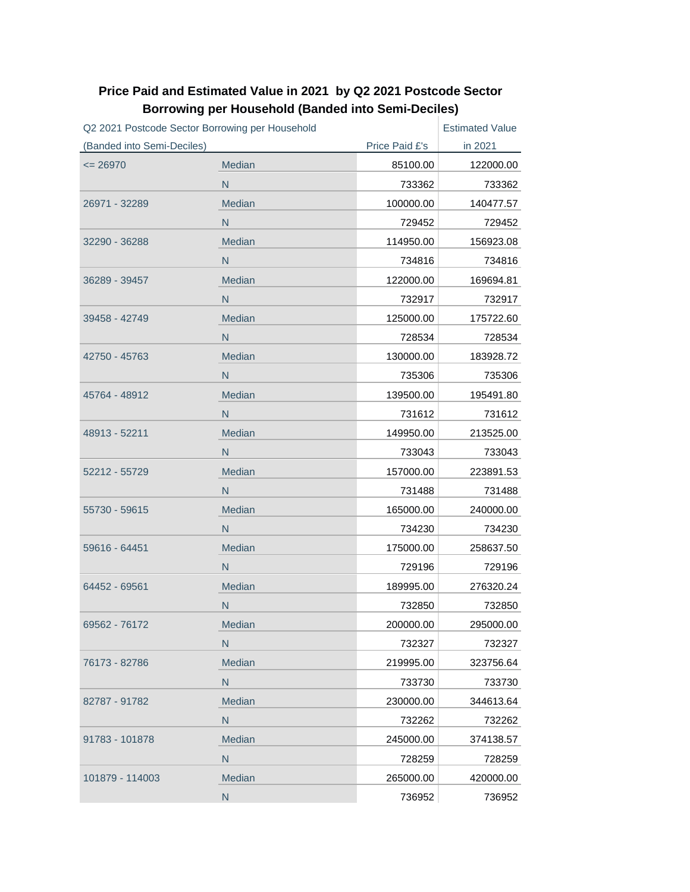## Price Paid and Estimated Value in 2021 by Q2 2021 Postcode Sector Borrowing per Household (Banded into Semi-Deciles)

| Q2 2021 Postcode Sector Borrowing per Household (Banded into Semi-Deciles) | | Price Paid £'s | Estimated Value in 2021 |
|---|---|---|---|
| <= 26970 | Median | 85100.00 | 122000.00 |
| | N | 733362 | 733362 |
| 26971 - 32289 | Median | 100000.00 | 140477.57 |
| | N | 729452 | 729452 |
| 32290 - 36288 | Median | 114950.00 | 156923.08 |
| | N | 734816 | 734816 |
| 36289 - 39457 | Median | 122000.00 | 169694.81 |
| | N | 732917 | 732917 |
| 39458 - 42749 | Median | 125000.00 | 175722.60 |
| | N | 728534 | 728534 |
| 42750 - 45763 | Median | 130000.00 | 183928.72 |
| | N | 735306 | 735306 |
| 45764 - 48912 | Median | 139500.00 | 195491.80 |
| | N | 731612 | 731612 |
| 48913 - 52211 | Median | 149950.00 | 213525.00 |
| | N | 733043 | 733043 |
| 52212 - 55729 | Median | 157000.00 | 223891.53 |
| | N | 731488 | 731488 |
| 55730 - 59615 | Median | 165000.00 | 240000.00 |
| | N | 734230 | 734230 |
| 59616 - 64451 | Median | 175000.00 | 258637.50 |
| | N | 729196 | 729196 |
| 64452 - 69561 | Median | 189995.00 | 276320.24 |
| | N | 732850 | 732850 |
| 69562 - 76172 | Median | 200000.00 | 295000.00 |
| | N | 732327 | 732327 |
| 76173 - 82786 | Median | 219995.00 | 323756.64 |
| | N | 733730 | 733730 |
| 82787 - 91782 | Median | 230000.00 | 344613.64 |
| | N | 732262 | 732262 |
| 91783 - 101878 | Median | 245000.00 | 374138.57 |
| | N | 728259 | 728259 |
| 101879 - 114003 | Median | 265000.00 | 420000.00 |
| | N | 736952 | 736952 |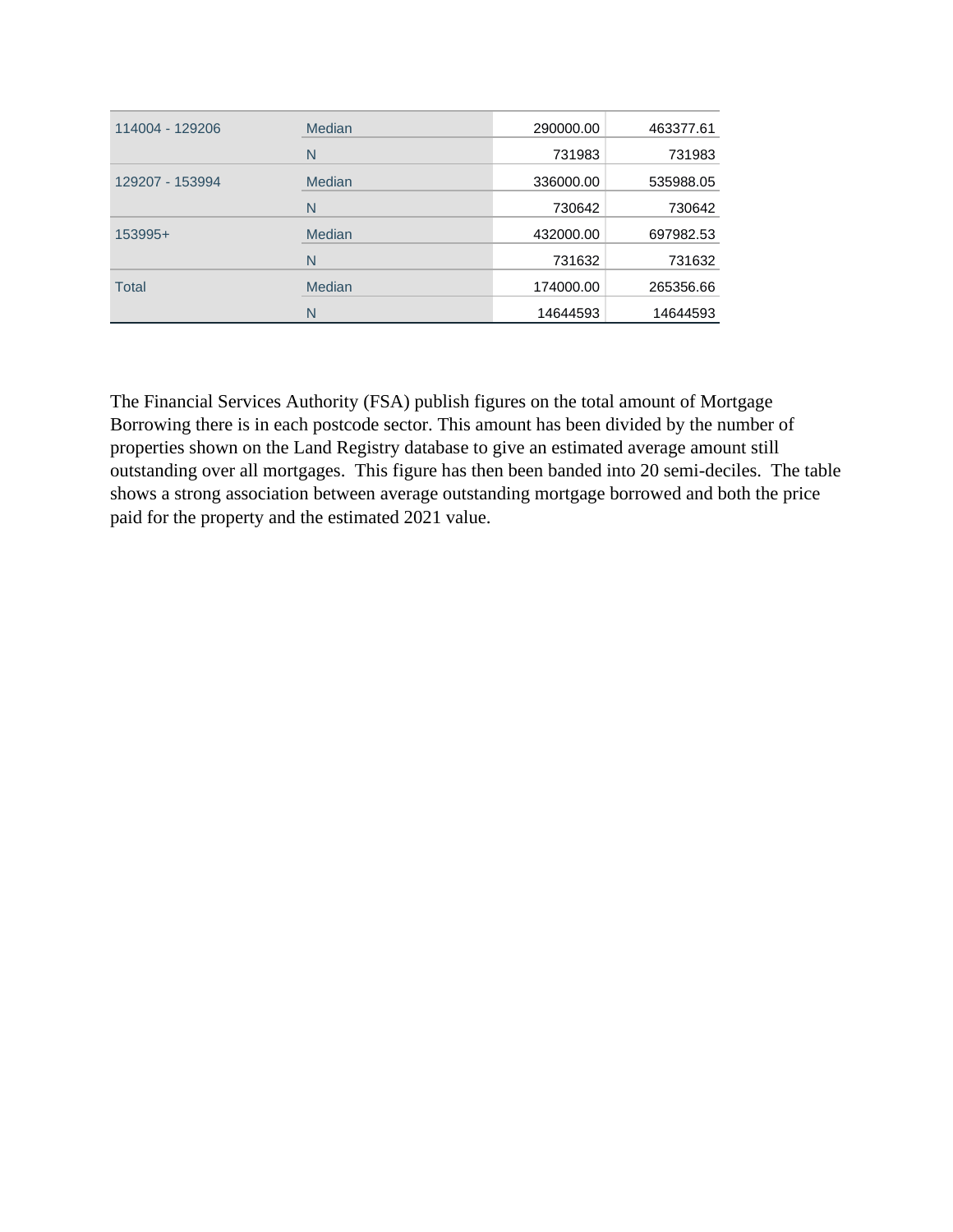| | | | |
|---|---|---|---|
| 114004 - 129206 | Median | 290000.00 | 463377.61 |
| | N | 731983 | 731983 |
| 129207 - 153994 | Median | 336000.00 | 535988.05 |
| | N | 730642 | 730642 |
| 153995+ | Median | 432000.00 | 697982.53 |
| | N | 731632 | 731632 |
| Total | Median | 174000.00 | 265356.66 |
| | N | 14644593 | 14644593 |

The Financial Services Authority (FSA) publish figures on the total amount of Mortgage Borrowing there is in each postcode sector. This amount has been divided by the number of properties shown on the Land Registry database to give an estimated average amount still outstanding over all mortgages. This figure has then been banded into 20 semi-deciles. The table shows a strong association between average outstanding mortgage borrowed and both the price paid for the property and the estimated 2021 value.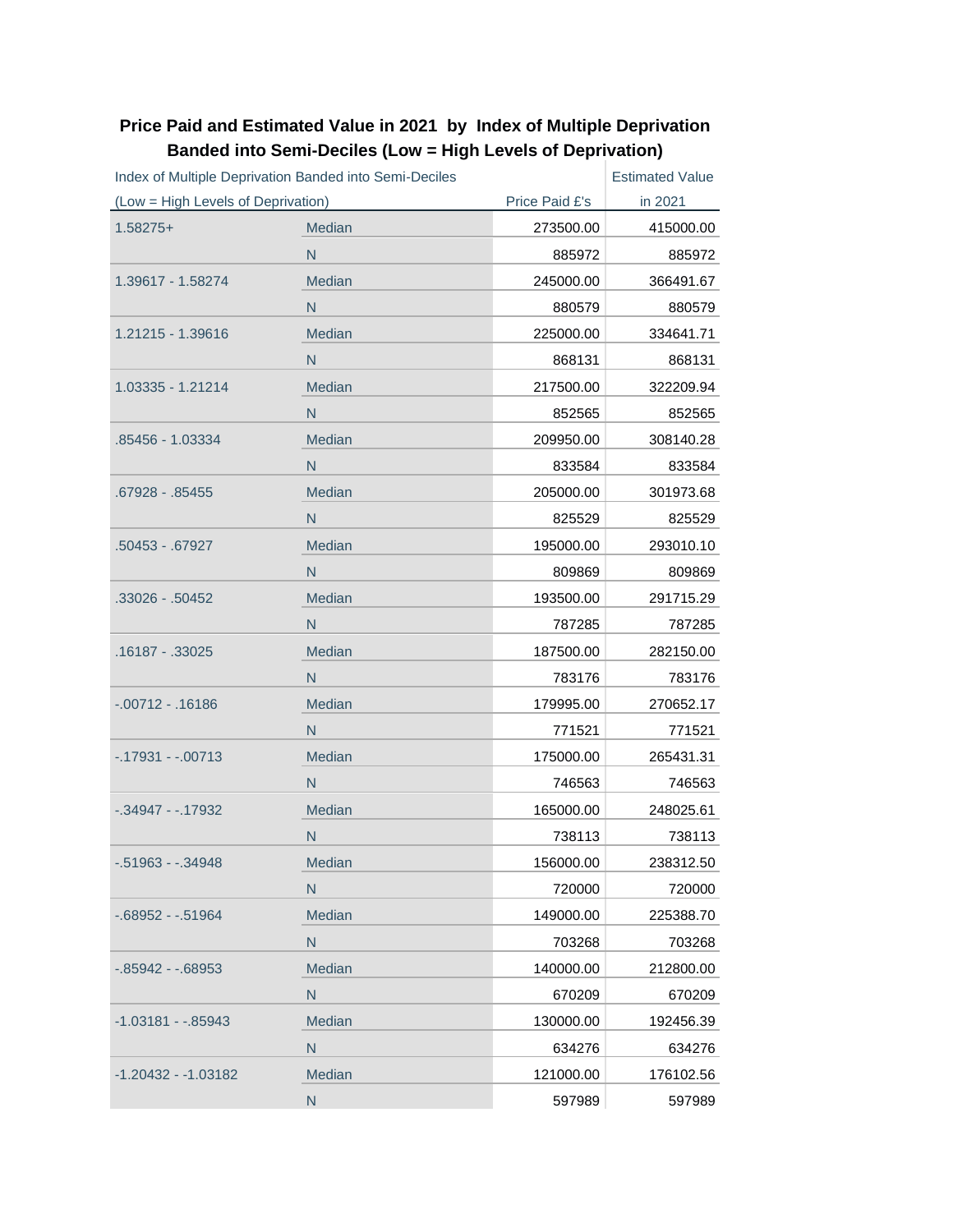**Price Paid and Estimated Value in 2021 by Index of Multiple Deprivation Banded into Semi-Deciles (Low = High Levels of Deprivation)**

| Index of Multiple Deprivation Banded into Semi-Deciles (Low = High Levels of Deprivation) | | Price Paid £'s | Estimated Value in 2021 |
|---|---|---|---|
| 1.58275+ | Median | 273500.00 | 415000.00 |
| | N | 885972 | 885972 |
| 1.39617 - 1.58274 | Median | 245000.00 | 366491.67 |
| | N | 880579 | 880579 |
| 1.21215 - 1.39616 | Median | 225000.00 | 334641.71 |
| | N | 868131 | 868131 |
| 1.03335 - 1.21214 | Median | 217500.00 | 322209.94 |
| | N | 852565 | 852565 |
| .85456 - 1.03334 | Median | 209950.00 | 308140.28 |
| | N | 833584 | 833584 |
| .67928 - .85455 | Median | 205000.00 | 301973.68 |
| | N | 825529 | 825529 |
| .50453 - .67927 | Median | 195000.00 | 293010.10 |
| | N | 809869 | 809869 |
| .33026 - .50452 | Median | 193500.00 | 291715.29 |
| | N | 787285 | 787285 |
| .16187 - .33025 | Median | 187500.00 | 282150.00 |
| | N | 783176 | 783176 |
| -.00712 - .16186 | Median | 179995.00 | 270652.17 |
| | N | 771521 | 771521 |
| -.17931 - -.00713 | Median | 175000.00 | 265431.31 |
| | N | 746563 | 746563 |
| -.34947 - -.17932 | Median | 165000.00 | 248025.61 |
| | N | 738113 | 738113 |
| -.51963 - -.34948 | Median | 156000.00 | 238312.50 |
| | N | 720000 | 720000 |
| -.68952 - -.51964 | Median | 149000.00 | 225388.70 |
| | N | 703268 | 703268 |
| -.85942 - -.68953 | Median | 140000.00 | 212800.00 |
| | N | 670209 | 670209 |
| -1.03181 - -.85943 | Median | 130000.00 | 192456.39 |
| | N | 634276 | 634276 |
| -1.20432 - -1.03182 | Median | 121000.00 | 176102.56 |
| | N | 597989 | 597989 |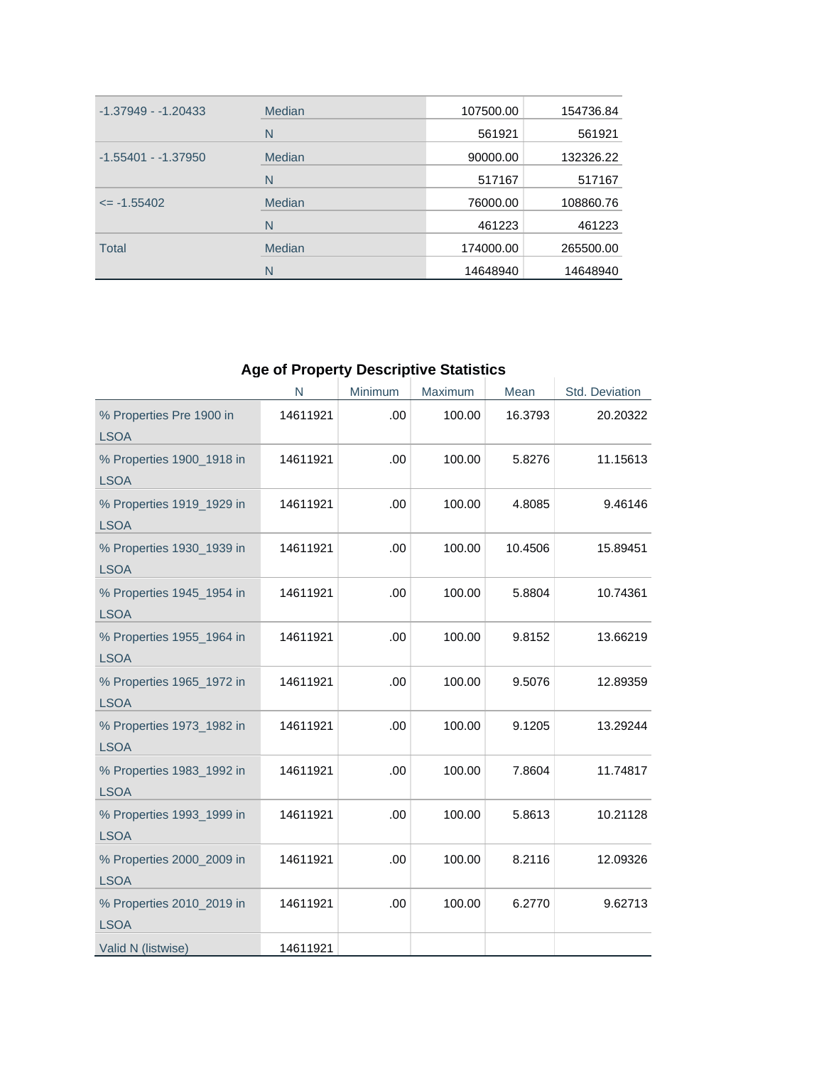| | | | |
|---|---|---|---|
| -1.37949 - -1.20433 | Median | 107500.00 | 154736.84 |
| | N | 561921 | 561921 |
| -1.55401 - -1.37950 | Median | 90000.00 | 132326.22 |
| | N | 517167 | 517167 |
| <= -1.55402 | Median | 76000.00 | 108860.76 |
| | N | 461223 | 461223 |
| Total | Median | 174000.00 | 265500.00 |
| | N | 14648940 | 14648940 |

**Age of Property Descriptive Statistics**

| | N | Minimum | Maximum | Mean | Std. Deviation |
|---|---|---|---|---|---|
| % Properties Pre 1900 in LSOA | 14611921 | .00 | 100.00 | 16.3793 | 20.20322 |
| % Properties 1900_1918 in LSOA | 14611921 | .00 | 100.00 | 5.8276 | 11.15613 |
| % Properties 1919_1929 in LSOA | 14611921 | .00 | 100.00 | 4.8085 | 9.46146 |
| % Properties 1930_1939 in LSOA | 14611921 | .00 | 100.00 | 10.4506 | 15.89451 |
| % Properties 1945_1954 in LSOA | 14611921 | .00 | 100.00 | 5.8804 | 10.74361 |
| % Properties 1955_1964 in LSOA | 14611921 | .00 | 100.00 | 9.8152 | 13.66219 |
| % Properties 1965_1972 in LSOA | 14611921 | .00 | 100.00 | 9.5076 | 12.89359 |
| % Properties 1973_1982 in LSOA | 14611921 | .00 | 100.00 | 9.1205 | 13.29244 |
| % Properties 1983_1992 in LSOA | 14611921 | .00 | 100.00 | 7.8604 | 11.74817 |
| % Properties 1993_1999 in LSOA | 14611921 | .00 | 100.00 | 5.8613 | 10.21128 |
| % Properties 2000_2009 in LSOA | 14611921 | .00 | 100.00 | 8.2116 | 12.09326 |
| % Properties 2010_2019 in LSOA | 14611921 | .00 | 100.00 | 6.2770 | 9.62713 |
| Valid N (listwise) | 14611921 | | | | |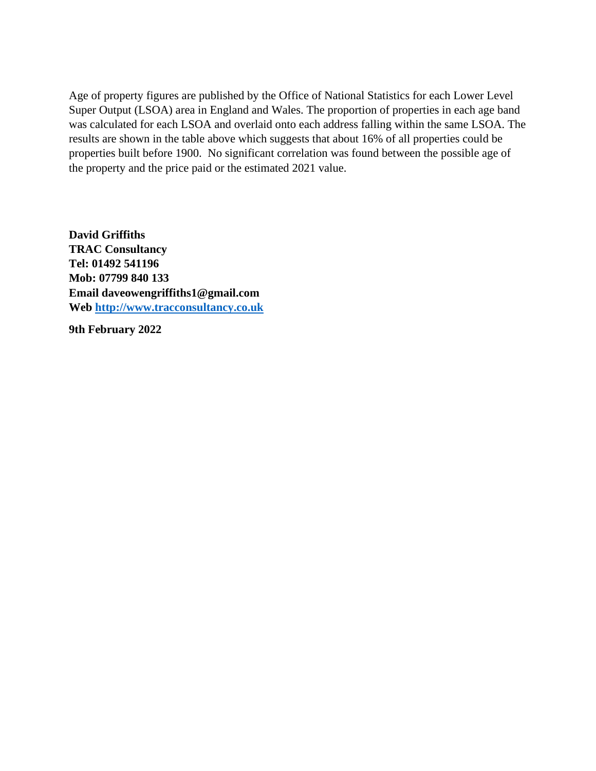Age of property figures are published by the Office of National Statistics for each Lower Level Super Output (LSOA) area in England and Wales. The proportion of properties in each age band was calculated for each LSOA and overlaid onto each address falling within the same LSOA. The results are shown in the table above which suggests that about 16% of all properties could be properties built before 1900. No significant correlation was found between the possible age of the property and the price paid or the estimated 2021 value.

**David Griffiths**
**TRAC Consultancy**
**Tel: 01492 541196**
**Mob: 07799 840 133**
**Email daveowengriffiths1@gmail.com**
**Web [http://www.tracconsultancy.co.uk](http://www.tracconsultancy.co.uk)**

**9th February 2022**